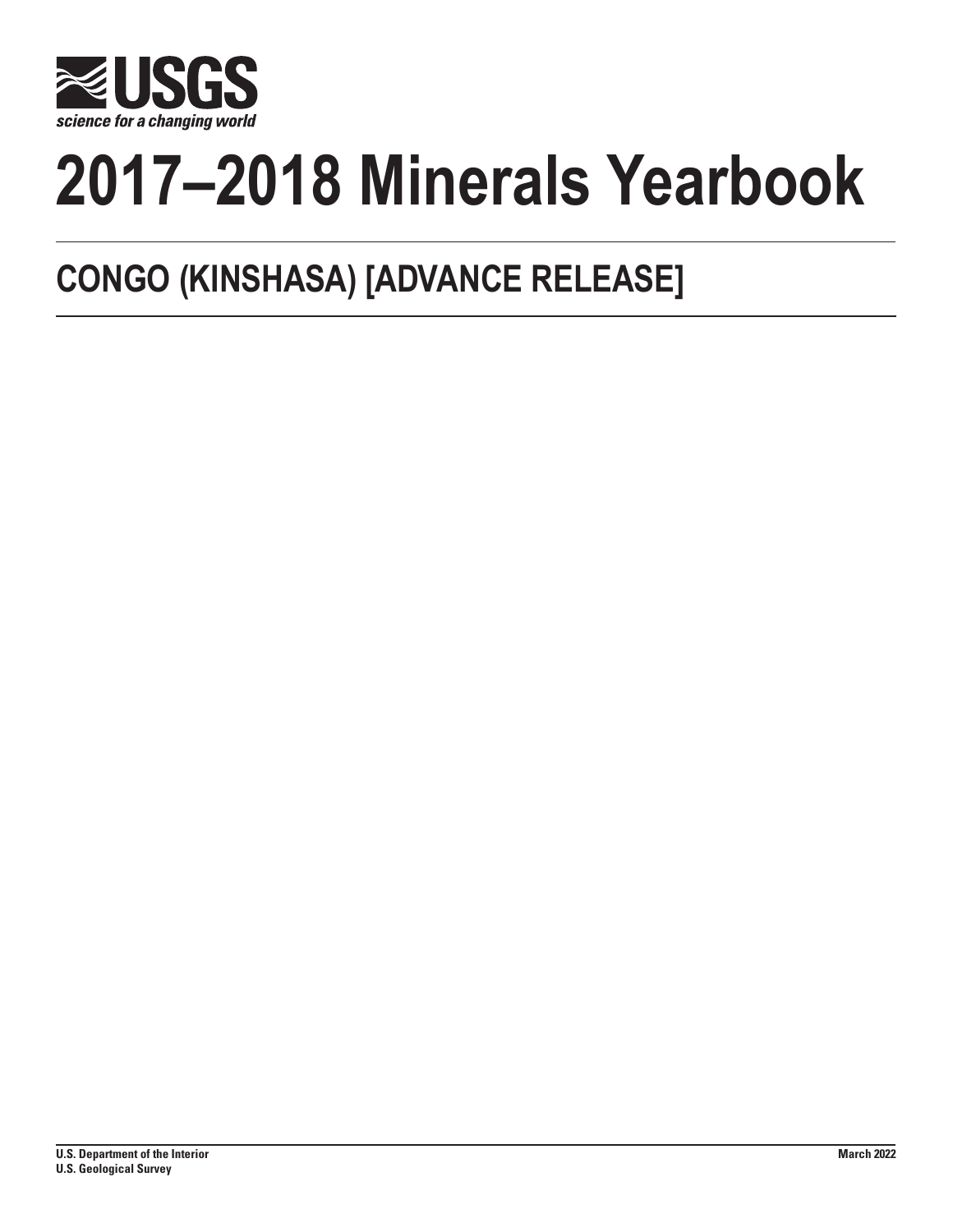USGS

science for a changing world

# 2017–2018 Minerals Yearbook

## CONGO (KINSHASA) [ADVANCE RELEASE]

U.S. Department of the Interior
U.S. Geological Survey

March 2022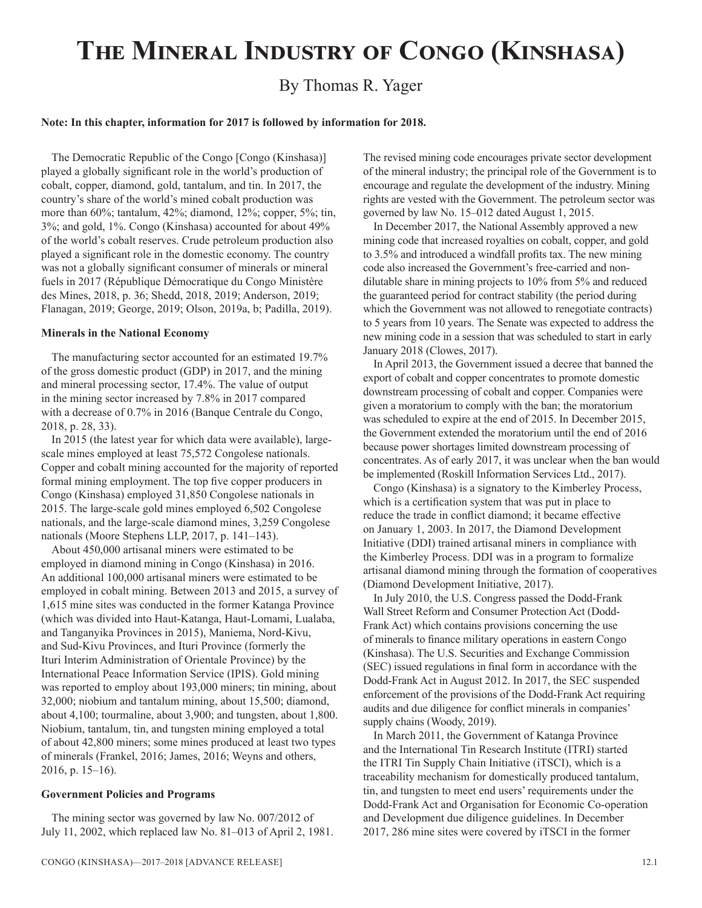# The Mineral Industry of Congo (Kinshasa)

By Thomas R. Yager

**Note: In this chapter, information for 2017 is followed by information for 2018.**

The Democratic Republic of the Congo [Congo (Kinshasa)] played a globally significant role in the world's production of cobalt, copper, diamond, gold, tantalum, and tin. In 2017, the country's share of the world's mined cobalt production was more than 60%; tantalum, 42%; diamond, 12%; copper, 5%; tin, 3%; and gold, 1%. Congo (Kinshasa) accounted for about 49% of the world's cobalt reserves. Crude petroleum production also played a significant role in the domestic economy. The country was not a globally significant consumer of minerals or mineral fuels in 2017 (République Démocratique du Congo Ministère des Mines, 2018, p. 36; Shedd, 2018, 2019; Anderson, 2019; Flanagan, 2019; George, 2019; Olson, 2019a, b; Padilla, 2019).

### Minerals in the National Economy

The manufacturing sector accounted for an estimated 19.7% of the gross domestic product (GDP) in 2017, and the mining and mineral processing sector, 17.4%. The value of output in the mining sector increased by 7.8% in 2017 compared with a decrease of 0.7% in 2016 (Banque Centrale du Congo, 2018, p. 28, 33).

In 2015 (the latest year for which data were available), large-scale mines employed at least 75,572 Congolese nationals. Copper and cobalt mining accounted for the majority of reported formal mining employment. The top five copper producers in Congo (Kinshasa) employed 31,850 Congolese nationals in 2015. The large-scale gold mines employed 6,502 Congolese nationals, and the large-scale diamond mines, 3,259 Congolese nationals (Moore Stephens LLP, 2017, p. 141–143).

About 450,000 artisanal miners were estimated to be employed in diamond mining in Congo (Kinshasa) in 2016. An additional 100,000 artisanal miners were estimated to be employed in cobalt mining. Between 2013 and 2015, a survey of 1,615 mine sites was conducted in the former Katanga Province (which was divided into Haut-Katanga, Haut-Lomami, Lualaba, and Tanganyika Provinces in 2015), Maniema, Nord-Kivu, and Sud-Kivu Provinces, and Ituri Province (formerly the Ituri Interim Administration of Orientale Province) by the International Peace Information Service (IPIS). Gold mining was reported to employ about 193,000 miners; tin mining, about 32,000; niobium and tantalum mining, about 15,500; diamond, about 4,100; tourmaline, about 3,900; and tungsten, about 1,800. Niobium, tantalum, tin, and tungsten mining employed a total of about 42,800 miners; some mines produced at least two types of minerals (Frankel, 2016; James, 2016; Weyns and others, 2016, p. 15–16).

### Government Policies and Programs

The mining sector was governed by law No. 007/2012 of July 11, 2002, which replaced law No. 81–013 of April 2, 1981. The revised mining code encourages private sector development of the mineral industry; the principal role of the Government is to encourage and regulate the development of the industry. Mining rights are vested with the Government. The petroleum sector was governed by law No. 15–012 dated August 1, 2015.

In December 2017, the National Assembly approved a new mining code that increased royalties on cobalt, copper, and gold to 3.5% and introduced a windfall profits tax. The new mining code also increased the Government's free-carried and non-dilutable share in mining projects to 10% from 5% and reduced the guaranteed period for contract stability (the period during which the Government was not allowed to renegotiate contracts) to 5 years from 10 years. The Senate was expected to address the new mining code in a session that was scheduled to start in early January 2018 (Clowes, 2017).

In April 2013, the Government issued a decree that banned the export of cobalt and copper concentrates to promote domestic downstream processing of cobalt and copper. Companies were given a moratorium to comply with the ban; the moratorium was scheduled to expire at the end of 2015. In December 2015, the Government extended the moratorium until the end of 2016 because power shortages limited downstream processing of concentrates. As of early 2017, it was unclear when the ban would be implemented (Roskill Information Services Ltd., 2017).

Congo (Kinshasa) is a signatory to the Kimberley Process, which is a certification system that was put in place to reduce the trade in conflict diamond; it became effective on January 1, 2003. In 2017, the Diamond Development Initiative (DDI) trained artisanal miners in compliance with the Kimberley Process. DDI was in a program to formalize artisanal diamond mining through the formation of cooperatives (Diamond Development Initiative, 2017).

In July 2010, the U.S. Congress passed the Dodd-Frank Wall Street Reform and Consumer Protection Act (Dodd-Frank Act) which contains provisions concerning the use of minerals to finance military operations in eastern Congo (Kinshasa). The U.S. Securities and Exchange Commission (SEC) issued regulations in final form in accordance with the Dodd-Frank Act in August 2012. In 2017, the SEC suspended enforcement of the provisions of the Dodd-Frank Act requiring audits and due diligence for conflict minerals in companies' supply chains (Woody, 2019).

In March 2011, the Government of Katanga Province and the International Tin Research Institute (ITRI) started the ITRI Tin Supply Chain Initiative (iTSCI), which is a traceability mechanism for domestically produced tantalum, tin, and tungsten to meet end users' requirements under the Dodd-Frank Act and Organisation for Economic Co-operation and Development due diligence guidelines. In December 2017, 286 mine sites were covered by iTSCI in the former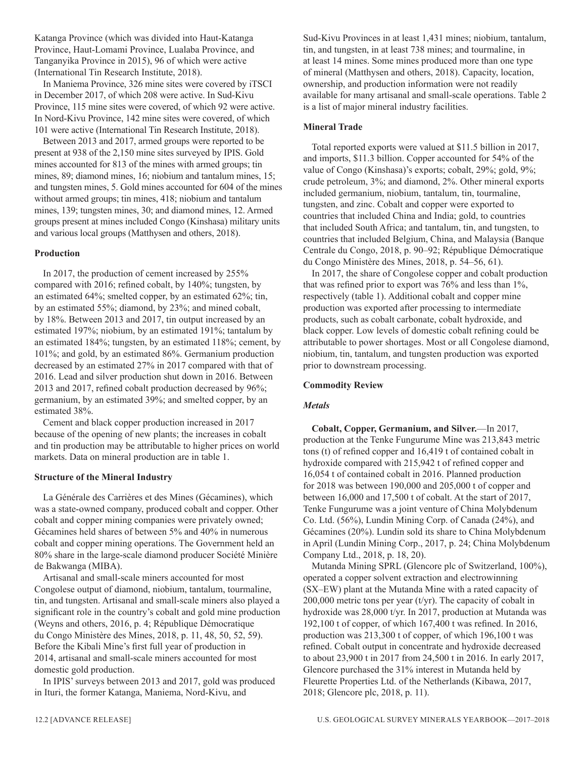Katanga Province (which was divided into Haut-Katanga Province, Haut-Lomami Province, Lualaba Province, and Tanganyika Province in 2015), 96 of which were active (International Tin Research Institute, 2018).

In Maniema Province, 326 mine sites were covered by iTSCI in December 2017, of which 208 were active. In Sud-Kivu Province, 115 mine sites were covered, of which 92 were active. In Nord-Kivu Province, 142 mine sites were covered, of which 101 were active (International Tin Research Institute, 2018).

Between 2013 and 2017, armed groups were reported to be present at 938 of the 2,150 mine sites surveyed by IPIS. Gold mines accounted for 813 of the mines with armed groups; tin mines, 89; diamond mines, 16; niobium and tantalum mines, 15; and tungsten mines, 5. Gold mines accounted for 604 of the mines without armed groups; tin mines, 418; niobium and tantalum mines, 139; tungsten mines, 30; and diamond mines, 12. Armed groups present at mines included Congo (Kinshasa) military units and various local groups (Matthysen and others, 2018).

### Production

In 2017, the production of cement increased by 255% compared with 2016; refined cobalt, by 140%; tungsten, by an estimated 64%; smelted copper, by an estimated 62%; tin, by an estimated 55%; diamond, by 23%; and mined cobalt, by 18%. Between 2013 and 2017, tin output increased by an estimated 197%; niobium, by an estimated 191%; tantalum by an estimated 184%; tungsten, by an estimated 118%; cement, by 101%; and gold, by an estimated 86%. Germanium production decreased by an estimated 27% in 2017 compared with that of 2016. Lead and silver production shut down in 2016. Between 2013 and 2017, refined cobalt production decreased by 96%; germanium, by an estimated 39%; and smelted copper, by an estimated 38%.

Cement and black copper production increased in 2017 because of the opening of new plants; the increases in cobalt and tin production may be attributable to higher prices on world markets. Data on mineral production are in table 1.

### Structure of the Mineral Industry

La Générale des Carrières et des Mines (Gécamines), which was a state-owned company, produced cobalt and copper. Other cobalt and copper mining companies were privately owned; Gécamines held shares of between 5% and 40% in numerous cobalt and copper mining operations. The Government held an 80% share in the large-scale diamond producer Société Minière de Bakwanga (MIBA).

Artisanal and small-scale miners accounted for most Congolese output of diamond, niobium, tantalum, tourmaline, tin, and tungsten. Artisanal and small-scale miners also played a significant role in the country's cobalt and gold mine production (Weyns and others, 2016, p. 4; République Démocratique du Congo Ministère des Mines, 2018, p. 11, 48, 50, 52, 59). Before the Kibali Mine's first full year of production in 2014, artisanal and small-scale miners accounted for most domestic gold production.

In IPIS' surveys between 2013 and 2017, gold was produced in Ituri, the former Katanga, Maniema, Nord-Kivu, and Sud-Kivu Provinces in at least 1,431 mines; niobium, tantalum, tin, and tungsten, in at least 738 mines; and tourmaline, in at least 14 mines. Some mines produced more than one type of mineral (Matthysen and others, 2018). Capacity, location, ownership, and production information were not readily available for many artisanal and small-scale operations. Table 2 is a list of major mineral industry facilities.

### Mineral Trade

Total reported exports were valued at $11.5 billion in 2017, and imports, $11.3 billion. Copper accounted for 54% of the value of Congo (Kinshasa)'s exports; cobalt, 29%; gold, 9%; crude petroleum, 3%; and diamond, 2%. Other mineral exports included germanium, niobium, tantalum, tin, tourmaline, tungsten, and zinc. Cobalt and copper were exported to countries that included China and India; gold, to countries that included South Africa; and tantalum, tin, and tungsten, to countries that included Belgium, China, and Malaysia (Banque Centrale du Congo, 2018, p. 90–92; République Démocratique du Congo Ministère des Mines, 2018, p. 54–56, 61).

In 2017, the share of Congolese copper and cobalt production that was refined prior to export was 76% and less than 1%, respectively (table 1). Additional cobalt and copper mine production was exported after processing to intermediate products, such as cobalt carbonate, cobalt hydroxide, and black copper. Low levels of domestic cobalt refining could be attributable to power shortages. Most or all Congolese diamond, niobium, tin, tantalum, and tungsten production was exported prior to downstream processing.

### Commodity Review

#### *Metals*

**Cobalt, Copper, Germanium, and Silver.**—In 2017, production at the Tenke Fungurume Mine was 213,843 metric tons (t) of refined copper and 16,419 t of contained cobalt in hydroxide compared with 215,942 t of refined copper and 16,054 t of contained cobalt in 2016. Planned production for 2018 was between 190,000 and 205,000 t of copper and between 16,000 and 17,500 t of cobalt. At the start of 2017, Tenke Fungurume was a joint venture of China Molybdenum Co. Ltd. (56%), Lundin Mining Corp. of Canada (24%), and Gécamines (20%). Lundin sold its share to China Molybdenum in April (Lundin Mining Corp., 2017, p. 24; China Molybdenum Company Ltd., 2018, p. 18, 20).

Mutanda Mining SPRL (Glencore plc of Switzerland, 100%), operated a copper solvent extraction and electrowinning (SX–EW) plant at the Mutanda Mine with a rated capacity of 200,000 metric tons per year (t/yr). The capacity of cobalt in hydroxide was 28,000 t/yr. In 2017, production at Mutanda was 192,100 t of copper, of which 167,400 t was refined. In 2016, production was 213,300 t of copper, of which 196,100 t was refined. Cobalt output in concentrate and hydroxide decreased to about 23,900 t in 2017 from 24,500 t in 2016. In early 2017, Glencore purchased the 31% interest in Mutanda held by Fleurette Properties Ltd. of the Netherlands (Kibawa, 2017, 2018; Glencore plc, 2018, p. 11).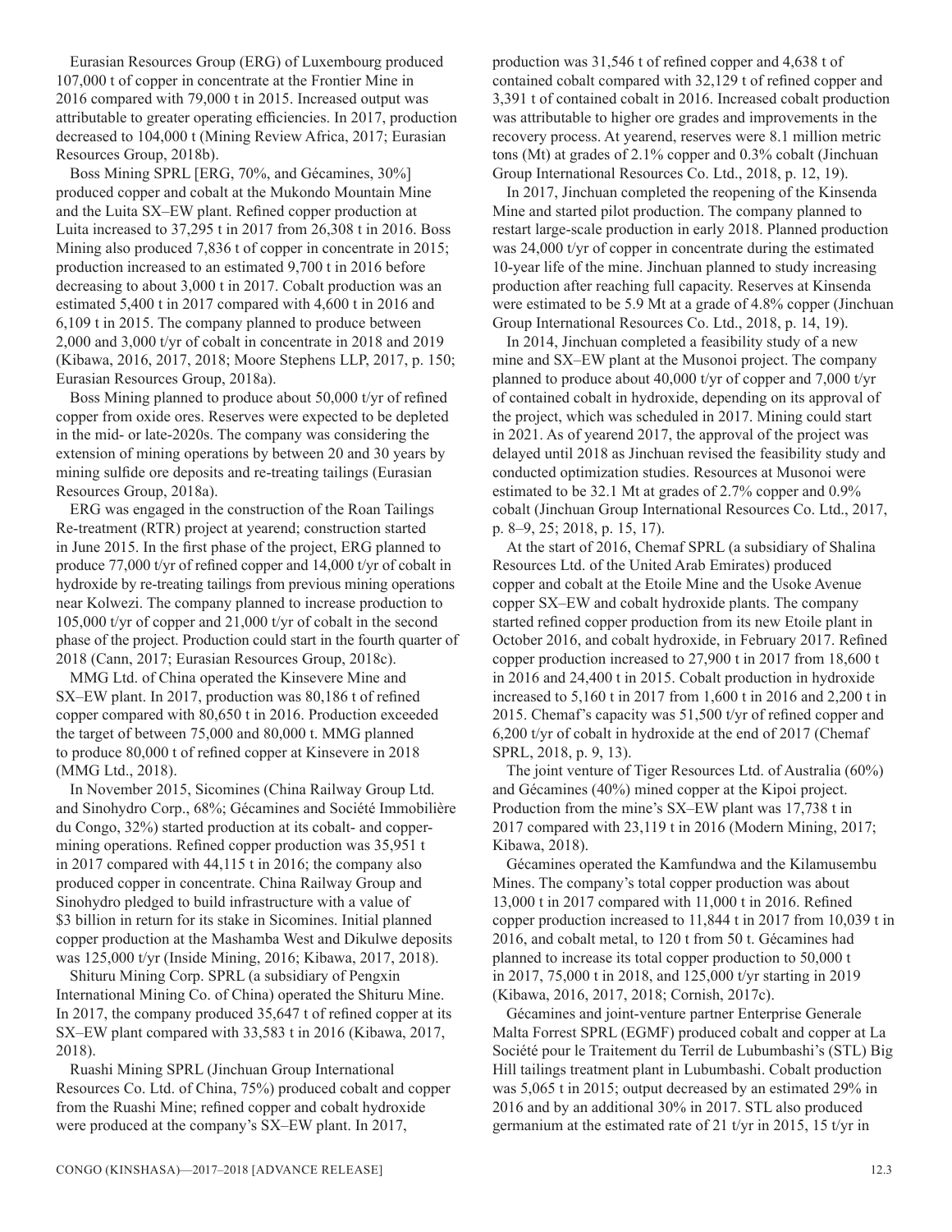Eurasian Resources Group (ERG) of Luxembourg produced 107,000 t of copper in concentrate at the Frontier Mine in 2016 compared with 79,000 t in 2015. Increased output was attributable to greater operating efficiencies. In 2017, production decreased to 104,000 t (Mining Review Africa, 2017; Eurasian Resources Group, 2018b).

Boss Mining SPRL [ERG, 70%, and Gécamines, 30%] produced copper and cobalt at the Mukondo Mountain Mine and the Luita SX–EW plant. Refined copper production at Luita increased to 37,295 t in 2017 from 26,308 t in 2016. Boss Mining also produced 7,836 t of copper in concentrate in 2015; production increased to an estimated 9,700 t in 2016 before decreasing to about 3,000 t in 2017. Cobalt production was an estimated 5,400 t in 2017 compared with 4,600 t in 2016 and 6,109 t in 2015. The company planned to produce between 2,000 and 3,000 t/yr of cobalt in concentrate in 2018 and 2019 (Kibawa, 2016, 2017, 2018; Moore Stephens LLP, 2017, p. 150; Eurasian Resources Group, 2018a).

Boss Mining planned to produce about 50,000 t/yr of refined copper from oxide ores. Reserves were expected to be depleted in the mid- or late-2020s. The company was considering the extension of mining operations by between 20 and 30 years by mining sulfide ore deposits and re-treating tailings (Eurasian Resources Group, 2018a).

ERG was engaged in the construction of the Roan Tailings Re-treatment (RTR) project at yearend; construction started in June 2015. In the first phase of the project, ERG planned to produce 77,000 t/yr of refined copper and 14,000 t/yr of cobalt in hydroxide by re-treating tailings from previous mining operations near Kolwezi. The company planned to increase production to 105,000 t/yr of copper and 21,000 t/yr of cobalt in the second phase of the project. Production could start in the fourth quarter of 2018 (Cann, 2017; Eurasian Resources Group, 2018c).

MMG Ltd. of China operated the Kinsevere Mine and SX–EW plant. In 2017, production was 80,186 t of refined copper compared with 80,650 t in 2016. Production exceeded the target of between 75,000 and 80,000 t. MMG planned to produce 80,000 t of refined copper at Kinsevere in 2018 (MMG Ltd., 2018).

In November 2015, Sicomines (China Railway Group Ltd. and Sinohydro Corp., 68%; Gécamines and Société Immobilière du Congo, 32%) started production at its cobalt- and copper-mining operations. Refined copper production was 35,951 t in 2017 compared with 44,115 t in 2016; the company also produced copper in concentrate. China Railway Group and Sinohydro pledged to build infrastructure with a value of $3 billion in return for its stake in Sicomines. Initial planned copper production at the Mashamba West and Dikulwe deposits was 125,000 t/yr (Inside Mining, 2016; Kibawa, 2017, 2018).

Shituru Mining Corp. SPRL (a subsidiary of Pengxin International Mining Co. of China) operated the Shituru Mine. In 2017, the company produced 35,647 t of refined copper at its SX–EW plant compared with 33,583 t in 2016 (Kibawa, 2017, 2018).

Ruashi Mining SPRL (Jinchuan Group International Resources Co. Ltd. of China, 75%) produced cobalt and copper from the Ruashi Mine; refined copper and cobalt hydroxide were produced at the company's SX–EW plant. In 2017, production was 31,546 t of refined copper and 4,638 t of contained cobalt compared with 32,129 t of refined copper and 3,391 t of contained cobalt in 2016. Increased cobalt production was attributable to higher ore grades and improvements in the recovery process. At yearend, reserves were 8.1 million metric tons (Mt) at grades of 2.1% copper and 0.3% cobalt (Jinchuan Group International Resources Co. Ltd., 2018, p. 12, 19).

In 2017, Jinchuan completed the reopening of the Kinsenda Mine and started pilot production. The company planned to restart large-scale production in early 2018. Planned production was 24,000 t/yr of copper in concentrate during the estimated 10-year life of the mine. Jinchuan planned to study increasing production after reaching full capacity. Reserves at Kinsenda were estimated to be 5.9 Mt at a grade of 4.8% copper (Jinchuan Group International Resources Co. Ltd., 2018, p. 14, 19).

In 2014, Jinchuan completed a feasibility study of a new mine and SX–EW plant at the Musonoi project. The company planned to produce about 40,000 t/yr of copper and 7,000 t/yr of contained cobalt in hydroxide, depending on its approval of the project, which was scheduled in 2017. Mining could start in 2021. As of yearend 2017, the approval of the project was delayed until 2018 as Jinchuan revised the feasibility study and conducted optimization studies. Resources at Musonoi were estimated to be 32.1 Mt at grades of 2.7% copper and 0.9% cobalt (Jinchuan Group International Resources Co. Ltd., 2017, p. 8–9, 25; 2018, p. 15, 17).

At the start of 2016, Chemaf SPRL (a subsidiary of Shalina Resources Ltd. of the United Arab Emirates) produced copper and cobalt at the Etoile Mine and the Usoke Avenue copper SX–EW and cobalt hydroxide plants. The company started refined copper production from its new Etoile plant in October 2016, and cobalt hydroxide, in February 2017. Refined copper production increased to 27,900 t in 2017 from 18,600 t in 2016 and 24,400 t in 2015. Cobalt production in hydroxide increased to 5,160 t in 2017 from 1,600 t in 2016 and 2,200 t in 2015. Chemaf's capacity was 51,500 t/yr of refined copper and 6,200 t/yr of cobalt in hydroxide at the end of 2017 (Chemaf SPRL, 2018, p. 9, 13).

The joint venture of Tiger Resources Ltd. of Australia (60%) and Gécamines (40%) mined copper at the Kipoi project. Production from the mine's SX–EW plant was 17,738 t in 2017 compared with 23,119 t in 2016 (Modern Mining, 2017; Kibawa, 2018).

Gécamines operated the Kamfundwa and the Kilamusembu Mines. The company's total copper production was about 13,000 t in 2017 compared with 11,000 t in 2016. Refined copper production increased to 11,844 t in 2017 from 10,039 t in 2016, and cobalt metal, to 120 t from 50 t. Gécamines had planned to increase its total copper production to 50,000 t in 2017, 75,000 t in 2018, and 125,000 t/yr starting in 2019 (Kibawa, 2016, 2017, 2018; Cornish, 2017c).

Gécamines and joint-venture partner Enterprise Generale Malta Forrest SPRL (EGMF) produced cobalt and copper at La Société pour le Traitement du Terril de Lubumbashi's (STL) Big Hill tailings treatment plant in Lubumbashi. Cobalt production was 5,065 t in 2015; output decreased by an estimated 29% in 2016 and by an additional 30% in 2017. STL also produced germanium at the estimated rate of 21 t/yr in 2015, 15 t/yr in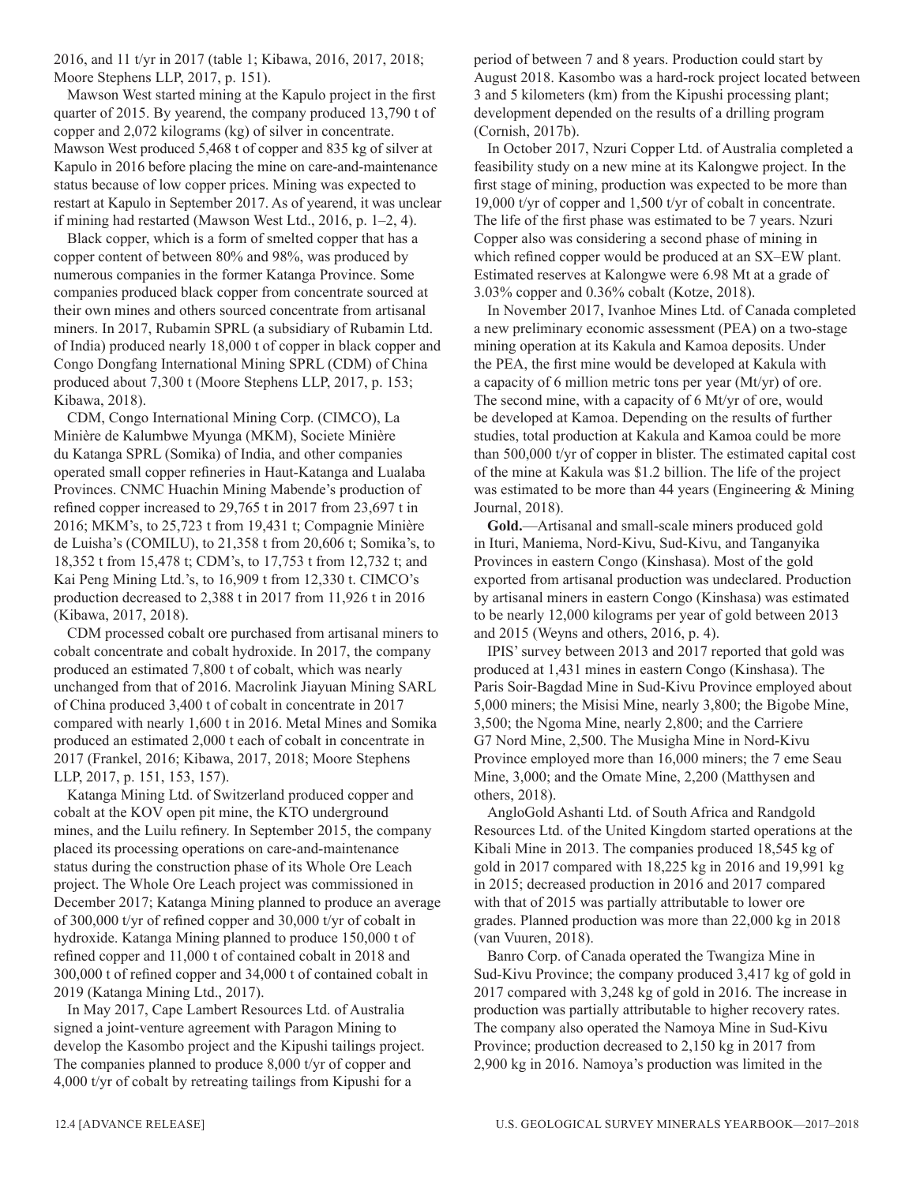2016, and 11 t/yr in 2017 (table 1; Kibawa, 2016, 2017, 2018; Moore Stephens LLP, 2017, p. 151).

Mawson West started mining at the Kapulo project in the first quarter of 2015. By yearend, the company produced 13,790 t of copper and 2,072 kilograms (kg) of silver in concentrate. Mawson West produced 5,468 t of copper and 835 kg of silver at Kapulo in 2016 before placing the mine on care-and-maintenance status because of low copper prices. Mining was expected to restart at Kapulo in September 2017. As of yearend, it was unclear if mining had restarted (Mawson West Ltd., 2016, p. 1–2, 4).

Black copper, which is a form of smelted copper that has a copper content of between 80% and 98%, was produced by numerous companies in the former Katanga Province. Some companies produced black copper from concentrate sourced at their own mines and others sourced concentrate from artisanal miners. In 2017, Rubamin SPRL (a subsidiary of Rubamin Ltd. of India) produced nearly 18,000 t of copper in black copper and Congo Dongfang International Mining SPRL (CDM) of China produced about 7,300 t (Moore Stephens LLP, 2017, p. 153; Kibawa, 2018).

CDM, Congo International Mining Corp. (CIMCO), La Minière de Kalumbwe Myunga (MKM), Societe Minière du Katanga SPRL (Somika) of India, and other companies operated small copper refineries in Haut-Katanga and Lualaba Provinces. CNMC Huachin Mining Mabende's production of refined copper increased to 29,765 t in 2017 from 23,697 t in 2016; MKM's, to 25,723 t from 19,431 t; Compagnie Minière de Luisha's (COMILU), to 21,358 t from 20,606 t; Somika's, to 18,352 t from 15,478 t; CDM's, to 17,753 t from 12,732 t; and Kai Peng Mining Ltd.'s, to 16,909 t from 12,330 t. CIMCO's production decreased to 2,388 t in 2017 from 11,926 t in 2016 (Kibawa, 2017, 2018).

CDM processed cobalt ore purchased from artisanal miners to cobalt concentrate and cobalt hydroxide. In 2017, the company produced an estimated 7,800 t of cobalt, which was nearly unchanged from that of 2016. Macrolink Jiayuan Mining SARL of China produced 3,400 t of cobalt in concentrate in 2017 compared with nearly 1,600 t in 2016. Metal Mines and Somika produced an estimated 2,000 t each of cobalt in concentrate in 2017 (Frankel, 2016; Kibawa, 2017, 2018; Moore Stephens LLP, 2017, p. 151, 153, 157).

Katanga Mining Ltd. of Switzerland produced copper and cobalt at the KOV open pit mine, the KTO underground mines, and the Luilu refinery. In September 2015, the company placed its processing operations on care-and-maintenance status during the construction phase of its Whole Ore Leach project. The Whole Ore Leach project was commissioned in December 2017; Katanga Mining planned to produce an average of 300,000 t/yr of refined copper and 30,000 t/yr of cobalt in hydroxide. Katanga Mining planned to produce 150,000 t of refined copper and 11,000 t of contained cobalt in 2018 and 300,000 t of refined copper and 34,000 t of contained cobalt in 2019 (Katanga Mining Ltd., 2017).

In May 2017, Cape Lambert Resources Ltd. of Australia signed a joint-venture agreement with Paragon Mining to develop the Kasombo project and the Kipushi tailings project. The companies planned to produce 8,000 t/yr of copper and 4,000 t/yr of cobalt by retreating tailings from Kipushi for a period of between 7 and 8 years. Production could start by August 2018. Kasombo was a hard-rock project located between 3 and 5 kilometers (km) from the Kipushi processing plant; development depended on the results of a drilling program (Cornish, 2017b).

In October 2017, Nzuri Copper Ltd. of Australia completed a feasibility study on a new mine at its Kalongwe project. In the first stage of mining, production was expected to be more than 19,000 t/yr of copper and 1,500 t/yr of cobalt in concentrate. The life of the first phase was estimated to be 7 years. Nzuri Copper also was considering a second phase of mining in which refined copper would be produced at an SX–EW plant. Estimated reserves at Kalongwe were 6.98 Mt at a grade of 3.03% copper and 0.36% cobalt (Kotze, 2018).

In November 2017, Ivanhoe Mines Ltd. of Canada completed a new preliminary economic assessment (PEA) on a two-stage mining operation at its Kakula and Kamoa deposits. Under the PEA, the first mine would be developed at Kakula with a capacity of 6 million metric tons per year (Mt/yr) of ore. The second mine, with a capacity of 6 Mt/yr of ore, would be developed at Kamoa. Depending on the results of further studies, total production at Kakula and Kamoa could be more than 500,000 t/yr of copper in blister. The estimated capital cost of the mine at Kakula was $1.2 billion. The life of the project was estimated to be more than 44 years (Engineering & Mining Journal, 2018).

**Gold.**—Artisanal and small-scale miners produced gold in Ituri, Maniema, Nord-Kivu, Sud-Kivu, and Tanganyika Provinces in eastern Congo (Kinshasa). Most of the gold exported from artisanal production was undeclared. Production by artisanal miners in eastern Congo (Kinshasa) was estimated to be nearly 12,000 kilograms per year of gold between 2013 and 2015 (Weyns and others, 2016, p. 4).

IPIS' survey between 2013 and 2017 reported that gold was produced at 1,431 mines in eastern Congo (Kinshasa). The Paris Soir-Bagdad Mine in Sud-Kivu Province employed about 5,000 miners; the Misisi Mine, nearly 3,800; the Bigobe Mine, 3,500; the Ngoma Mine, nearly 2,800; and the Carriere G7 Nord Mine, 2,500. The Musigha Mine in Nord-Kivu Province employed more than 16,000 miners; the 7 eme Seau Mine, 3,000; and the Omate Mine, 2,200 (Matthysen and others, 2018).

AngloGold Ashanti Ltd. of South Africa and Randgold Resources Ltd. of the United Kingdom started operations at the Kibali Mine in 2013. The companies produced 18,545 kg of gold in 2017 compared with 18,225 kg in 2016 and 19,991 kg in 2015; decreased production in 2016 and 2017 compared with that of 2015 was partially attributable to lower ore grades. Planned production was more than 22,000 kg in 2018 (van Vuuren, 2018).

Banro Corp. of Canada operated the Twangiza Mine in Sud-Kivu Province; the company produced 3,417 kg of gold in 2017 compared with 3,248 kg of gold in 2016. The increase in production was partially attributable to higher recovery rates. The company also operated the Namoya Mine in Sud-Kivu Province; production decreased to 2,150 kg in 2017 from 2,900 kg in 2016. Namoya's production was limited in the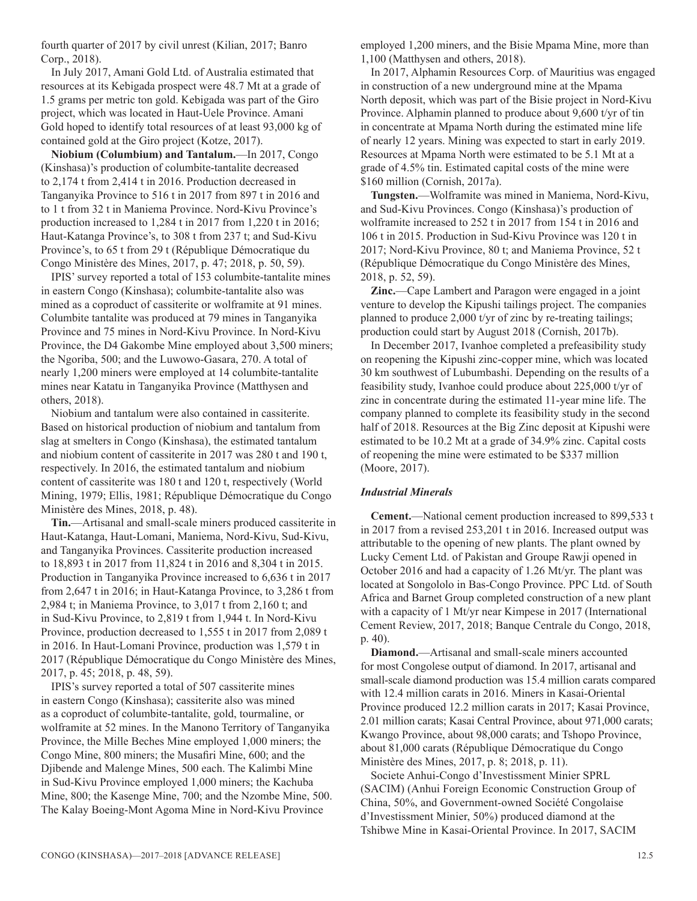fourth quarter of 2017 by civil unrest (Kilian, 2017; Banro Corp., 2018).

In July 2017, Amani Gold Ltd. of Australia estimated that resources at its Kebigada prospect were 48.7 Mt at a grade of 1.5 grams per metric ton gold. Kebigada was part of the Giro project, which was located in Haut-Uele Province. Amani Gold hoped to identify total resources of at least 93,000 kg of contained gold at the Giro project (Kotze, 2017).

**Niobium (Columbium) and Tantalum.**—In 2017, Congo (Kinshasa)'s production of columbite-tantalite decreased to 2,174 t from 2,414 t in 2016. Production decreased in Tanganyika Province to 516 t in 2017 from 897 t in 2016 and to 1 t from 32 t in Maniema Province. Nord-Kivu Province's production increased to 1,284 t in 2017 from 1,220 t in 2016; Haut-Katanga Province's, to 308 t from 237 t; and Sud-Kivu Province's, to 65 t from 29 t (République Démocratique du Congo Ministère des Mines, 2017, p. 47; 2018, p. 50, 59).

IPIS' survey reported a total of 153 columbite-tantalite mines in eastern Congo (Kinshasa); columbite-tantalite also was mined as a coproduct of cassiterite or wolframite at 91 mines. Columbite tantalite was produced at 79 mines in Tanganyika Province and 75 mines in Nord-Kivu Province. In Nord-Kivu Province, the D4 Gakombe Mine employed about 3,500 miners; the Ngoriba, 500; and the Luwowo-Gasara, 270. A total of nearly 1,200 miners were employed at 14 columbite-tantalite mines near Katatu in Tanganyika Province (Matthysen and others, 2018).

Niobium and tantalum were also contained in cassiterite. Based on historical production of niobium and tantalum from slag at smelters in Congo (Kinshasa), the estimated tantalum and niobium content of cassiterite in 2017 was 280 t and 190 t, respectively. In 2016, the estimated tantalum and niobium content of cassiterite was 180 t and 120 t, respectively (World Mining, 1979; Ellis, 1981; République Démocratique du Congo Ministère des Mines, 2018, p. 48).

**Tin.**—Artisanal and small-scale miners produced cassiterite in Haut-Katanga, Haut-Lomani, Maniema, Nord-Kivu, Sud-Kivu, and Tanganyika Provinces. Cassiterite production increased to 18,893 t in 2017 from 11,824 t in 2016 and 8,304 t in 2015. Production in Tanganyika Province increased to 6,636 t in 2017 from 2,647 t in 2016; in Haut-Katanga Province, to 3,286 t from 2,984 t; in Maniema Province, to 3,017 t from 2,160 t; and in Sud-Kivu Province, to 2,819 t from 1,944 t. In Nord-Kivu Province, production decreased to 1,555 t in 2017 from 2,089 t in 2016. In Haut-Lomani Province, production was 1,579 t in 2017 (République Démocratique du Congo Ministère des Mines, 2017, p. 45; 2018, p. 48, 59).

IPIS's survey reported a total of 507 cassiterite mines in eastern Congo (Kinshasa); cassiterite also was mined as a coproduct of columbite-tantalite, gold, tourmaline, or wolframite at 52 mines. In the Manono Territory of Tanganyika Province, the Mille Beches Mine employed 1,000 miners; the Congo Mine, 800 miners; the Musafiri Mine, 600; and the Djibende and Malenge Mines, 500 each. The Kalimbi Mine in Sud-Kivu Province employed 1,000 miners; the Kachuba Mine, 800; the Kasenge Mine, 700; and the Nzombe Mine, 500. The Kalay Boeing-Mont Agoma Mine in Nord-Kivu Province employed 1,200 miners, and the Bisie Mpama Mine, more than 1,100 (Matthysen and others, 2018).

In 2017, Alphamin Resources Corp. of Mauritius was engaged in construction of a new underground mine at the Mpama North deposit, which was part of the Bisie project in Nord-Kivu Province. Alphamin planned to produce about 9,600 t/yr of tin in concentrate at Mpama North during the estimated mine life of nearly 12 years. Mining was expected to start in early 2019. Resources at Mpama North were estimated to be 5.1 Mt at a grade of 4.5% tin. Estimated capital costs of the mine were \$160 million (Cornish, 2017a).

**Tungsten.**—Wolframite was mined in Maniema, Nord-Kivu, and Sud-Kivu Provinces. Congo (Kinshasa)'s production of wolframite increased to 252 t in 2017 from 154 t in 2016 and 106 t in 2015. Production in Sud-Kivu Province was 120 t in 2017; Nord-Kivu Province, 80 t; and Maniema Province, 52 t (République Démocratique du Congo Ministère des Mines, 2018, p. 52, 59).

**Zinc.**—Cape Lambert and Paragon were engaged in a joint venture to develop the Kipushi tailings project. The companies planned to produce 2,000 t/yr of zinc by re-treating tailings; production could start by August 2018 (Cornish, 2017b).

In December 2017, Ivanhoe completed a prefeasibility study on reopening the Kipushi zinc-copper mine, which was located 30 km southwest of Lubumbashi. Depending on the results of a feasibility study, Ivanhoe could produce about 225,000 t/yr of zinc in concentrate during the estimated 11-year mine life. The company planned to complete its feasibility study in the second half of 2018. Resources at the Big Zinc deposit at Kipushi were estimated to be 10.2 Mt at a grade of 34.9% zinc. Capital costs of reopening the mine were estimated to be \$337 million (Moore, 2017).

### *Industrial Minerals*

**Cement.**—National cement production increased to 899,533 t in 2017 from a revised 253,201 t in 2016. Increased output was attributable to the opening of new plants. The plant owned by Lucky Cement Ltd. of Pakistan and Groupe Rawji opened in October 2016 and had a capacity of 1.26 Mt/yr. The plant was located at Songololo in Bas-Congo Province. PPC Ltd. of South Africa and Barnet Group completed construction of a new plant with a capacity of 1 Mt/yr near Kimpese in 2017 (International Cement Review, 2017, 2018; Banque Centrale du Congo, 2018, p. 40).

**Diamond.**—Artisanal and small-scale miners accounted for most Congolese output of diamond. In 2017, artisanal and small-scale diamond production was 15.4 million carats compared with 12.4 million carats in 2016. Miners in Kasai-Oriental Province produced 12.2 million carats in 2017; Kasai Province, 2.01 million carats; Kasai Central Province, about 971,000 carats; Kwango Province, about 98,000 carats; and Tshopo Province, about 81,000 carats (République Démocratique du Congo Ministère des Mines, 2017, p. 8; 2018, p. 11).

Societe Anhui-Congo d'Investissement Minier SPRL (SACIM) (Anhui Foreign Economic Construction Group of China, 50%, and Government-owned Société Congolaise d'Investissement Minier, 50%) produced diamond at the Tshibwe Mine in Kasai-Oriental Province. In 2017, SACIM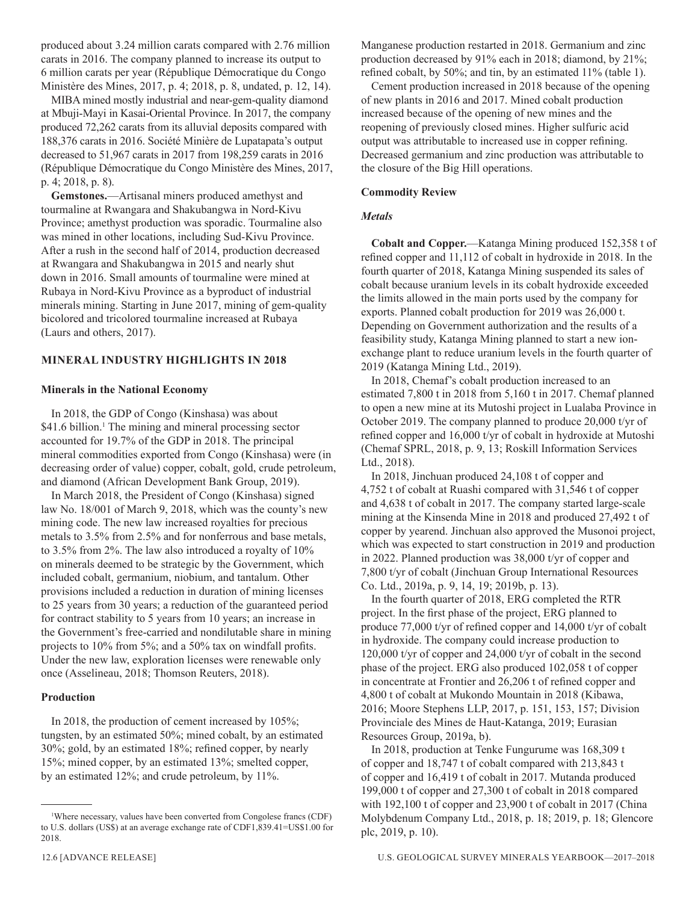produced about 3.24 million carats compared with 2.76 million carats in 2016. The company planned to increase its output to 6 million carats per year (République Démocratique du Congo Ministère des Mines, 2017, p. 4; 2018, p. 8, undated, p. 12, 14).

MIBA mined mostly industrial and near-gem-quality diamond at Mbuji-Mayi in Kasai-Oriental Province. In 2017, the company produced 72,262 carats from its alluvial deposits compared with 188,376 carats in 2016. Société Minière de Lupatapata's output decreased to 51,967 carats in 2017 from 198,259 carats in 2016 (République Démocratique du Congo Ministère des Mines, 2017, p. 4; 2018, p. 8).

**Gemstones.**—Artisanal miners produced amethyst and tourmaline at Rwangara and Shakubangwa in Nord-Kivu Province; amethyst production was sporadic. Tourmaline also was mined in other locations, including Sud-Kivu Province. After a rush in the second half of 2014, production decreased at Rwangara and Shakubangwa in 2015 and nearly shut down in 2016. Small amounts of tourmaline were mined at Rubaya in Nord-Kivu Province as a byproduct of industrial minerals mining. Starting in June 2017, mining of gem-quality bicolored and tricolored tourmaline increased at Rubaya (Laurs and others, 2017).

## MINERAL INDUSTRY HIGHLIGHTS IN 2018

### Minerals in the National Economy

In 2018, the GDP of Congo (Kinshasa) was about $41.6 billion.[1] The mining and mineral processing sector accounted for 19.7% of the GDP in 2018. The principal mineral commodities exported from Congo (Kinshasa) were (in decreasing order of value) copper, cobalt, gold, crude petroleum, and diamond (African Development Bank Group, 2019).

In March 2018, the President of Congo (Kinshasa) signed law No. 18/001 of March 9, 2018, which was the county's new mining code. The new law increased royalties for precious metals to 3.5% from 2.5% and for nonferrous and base metals, to 3.5% from 2%. The law also introduced a royalty of 10% on minerals deemed to be strategic by the Government, which included cobalt, germanium, niobium, and tantalum. Other provisions included a reduction in duration of mining licenses to 25 years from 30 years; a reduction of the guaranteed period for contract stability to 5 years from 10 years; an increase in the Government's free-carried and nondilutable share in mining projects to 10% from 5%; and a 50% tax on windfall profits. Under the new law, exploration licenses were renewable only once (Asselineau, 2018; Thomson Reuters, 2018).

### Production

In 2018, the production of cement increased by 105%; tungsten, by an estimated 50%; mined cobalt, by an estimated 30%; gold, by an estimated 18%; refined copper, by nearly 15%; mined copper, by an estimated 13%; smelted copper, by an estimated 12%; and crude petroleum, by 11%.

[1] Where necessary, values have been converted from Congolese francs (CDF) to U.S. dollars (US$) at an average exchange rate of CDF1,839.41=US$1.00 for 2018.

Manganese production restarted in 2018. Germanium and zinc production decreased by 91% each in 2018; diamond, by 21%; refined cobalt, by 50%; and tin, by an estimated 11% (table 1).

Cement production increased in 2018 because of the opening of new plants in 2016 and 2017. Mined cobalt production increased because of the opening of new mines and the reopening of previously closed mines. Higher sulfuric acid output was attributable to increased use in copper refining. Decreased germanium and zinc production was attributable to the closure of the Big Hill operations.

### Commodity Review

#### *Metals*

**Cobalt and Copper.**—Katanga Mining produced 152,358 t of refined copper and 11,112 of cobalt in hydroxide in 2018. In the fourth quarter of 2018, Katanga Mining suspended its sales of cobalt because uranium levels in its cobalt hydroxide exceeded the limits allowed in the main ports used by the company for exports. Planned cobalt production for 2019 was 26,000 t. Depending on Government authorization and the results of a feasibility study, Katanga Mining planned to start a new ion-exchange plant to reduce uranium levels in the fourth quarter of 2019 (Katanga Mining Ltd., 2019).

In 2018, Chemaf's cobalt production increased to an estimated 7,800 t in 2018 from 5,160 t in 2017. Chemaf planned to open a new mine at its Mutoshi project in Lualaba Province in October 2019. The company planned to produce 20,000 t/yr of refined copper and 16,000 t/yr of cobalt in hydroxide at Mutoshi (Chemaf SPRL, 2018, p. 9, 13; Roskill Information Services Ltd., 2018).

In 2018, Jinchuan produced 24,108 t of copper and 4,752 t of cobalt at Ruashi compared with 31,546 t of copper and 4,638 t of cobalt in 2017. The company started large-scale mining at the Kinsenda Mine in 2018 and produced 27,492 t of copper by yearend. Jinchuan also approved the Musonoi project, which was expected to start construction in 2019 and production in 2022. Planned production was 38,000 t/yr of copper and 7,800 t/yr of cobalt (Jinchuan Group International Resources Co. Ltd., 2019a, p. 9, 14, 19; 2019b, p. 13).

In the fourth quarter of 2018, ERG completed the RTR project. In the first phase of the project, ERG planned to produce 77,000 t/yr of refined copper and 14,000 t/yr of cobalt in hydroxide. The company could increase production to 120,000 t/yr of copper and 24,000 t/yr of cobalt in the second phase of the project. ERG also produced 102,058 t of copper in concentrate at Frontier and 26,206 t of refined copper and 4,800 t of cobalt at Mukondo Mountain in 2018 (Kibawa, 2016; Moore Stephens LLP, 2017, p. 151, 153, 157; Division Provinciale des Mines de Haut-Katanga, 2019; Eurasian Resources Group, 2019a, b).

In 2018, production at Tenke Fungurume was 168,309 t of copper and 18,747 t of cobalt compared with 213,843 t of copper and 16,419 t of cobalt in 2017. Mutanda produced 199,000 t of copper and 27,300 t of cobalt in 2018 compared with 192,100 t of copper and 23,900 t of cobalt in 2017 (China Molybdenum Company Ltd., 2018, p. 18; 2019, p. 18; Glencore plc, 2019, p. 10).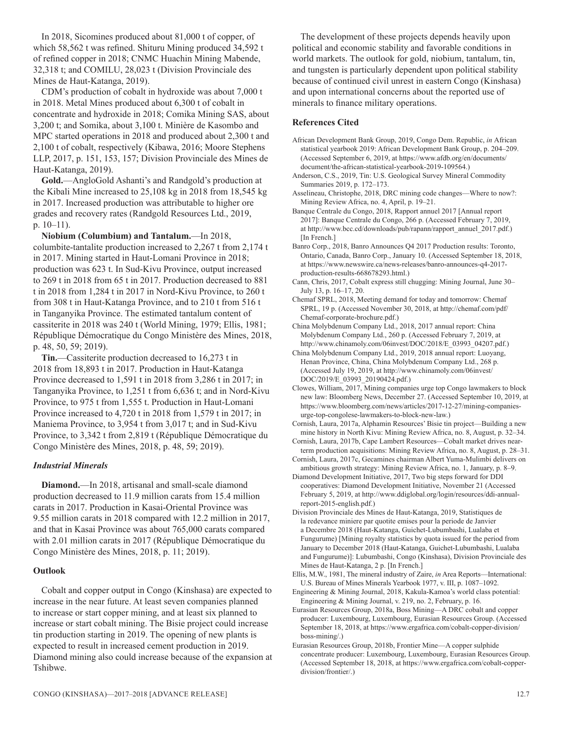In 2018, Sicomines produced about 81,000 t of copper, of which 58,562 t was refined. Shituru Mining produced 34,592 t of refined copper in 2018; CNMC Huachin Mining Mabende, 32,318 t; and COMILU, 28,023 t (Division Provinciale des Mines de Haut-Katanga, 2019).

CDM's production of cobalt in hydroxide was about 7,000 t in 2018. Metal Mines produced about 6,300 t of cobalt in concentrate and hydroxide in 2018; Comika Mining SAS, about 3,200 t; and Somika, about 3,100 t. Minière de Kasombo and MPC started operations in 2018 and produced about 2,300 t and 2,100 t of cobalt, respectively (Kibawa, 2016; Moore Stephens LLP, 2017, p. 151, 153, 157; Division Provinciale des Mines de Haut-Katanga, 2019).

**Gold.**—AngloGold Ashanti's and Randgold's production at the Kibali Mine increased to 25,108 kg in 2018 from 18,545 kg in 2017. Increased production was attributable to higher ore grades and recovery rates (Randgold Resources Ltd., 2019, p. 10–11).

**Niobium (Columbium) and Tantalum.**—In 2018, columbite-tantalite production increased to 2,267 t from 2,174 t in 2017. Mining started in Haut-Lomani Province in 2018; production was 623 t. In Sud-Kivu Province, output increased to 269 t in 2018 from 65 t in 2017. Production decreased to 881 t in 2018 from 1,284 t in 2017 in Nord-Kivu Province, to 260 t from 308 t in Haut-Katanga Province, and to 210 t from 516 t in Tanganyika Province. The estimated tantalum content of cassiterite in 2018 was 240 t (World Mining, 1979; Ellis, 1981; République Démocratique du Congo Ministère des Mines, 2018, p. 48, 50, 59; 2019).

**Tin.**—Cassiterite production decreased to 16,273 t in 2018 from 18,893 t in 2017. Production in Haut-Katanga Province decreased to 1,591 t in 2018 from 3,286 t in 2017; in Tanganyika Province, to 1,251 t from 6,636 t; and in Nord-Kivu Province, to 975 t from 1,555 t. Production in Haut-Lomani Province increased to 4,720 t in 2018 from 1,579 t in 2017; in Maniema Province, to 3,954 t from 3,017 t; and in Sud-Kivu Province, to 3,342 t from 2,819 t (République Démocratique du Congo Ministère des Mines, 2018, p. 48, 59; 2019).

### *Industrial Minerals*

**Diamond.**—In 2018, artisanal and small-scale diamond production decreased to 11.9 million carats from 15.4 million carats in 2017. Production in Kasai-Oriental Province was 9.55 million carats in 2018 compared with 12.2 million in 2017, and that in Kasai Province was about 765,000 carats compared with 2.01 million carats in 2017 (République Démocratique du Congo Ministère des Mines, 2018, p. 11; 2019).

## Outlook

Cobalt and copper output in Congo (Kinshasa) are expected to increase in the near future. At least seven companies planned to increase or start copper mining, and at least six planned to increase or start cobalt mining. The Bisie project could increase tin production starting in 2019. The opening of new plants is expected to result in increased cement production in 2019. Diamond mining also could increase because of the expansion at Tshibwe.

The development of these projects depends heavily upon political and economic stability and favorable conditions in world markets. The outlook for gold, niobium, tantalum, tin, and tungsten is particularly dependent upon political stability because of continued civil unrest in eastern Congo (Kinshasa) and upon international concerns about the reported use of minerals to finance military operations.

## References Cited

African Development Bank Group, 2019, Congo Dem. Republic, *in* African statistical yearbook 2019: African Development Bank Group, p. 204–209. (Accessed September 6, 2019, at https://www.afdb.org/en/documents/document/the-african-statistical-yearbook-2019-109564.)

Anderson, C.S., 2019, Tin: U.S. Geological Survey Mineral Commodity Summaries 2019, p. 172–173.

Asselineau, Christophe, 2018, DRC mining code changes—Where to now?: Mining Review Africa, no. 4, April, p. 19–21.

Banque Centrale du Congo, 2018, Rapport annuel 2017 [Annual report 2017]: Banque Centrale du Congo, 266 p. (Accessed February 7, 2019, at http://www.bcc.cd/downloads/pub/rapann/rapport_annuel_2017.pdf.) [In French.]

Banro Corp., 2018, Banro Announces Q4 2017 Production results: Toronto, Ontario, Canada, Banro Corp., January 10. (Accessed September 18, 2018, at https://www.newswire.ca/news-releases/banro-announces-q4-2017-production-results-668678293.html.)

Cann, Chris, 2017, Cobalt express still chugging: Mining Journal, June 30–July 13, p. 16–17, 20.

Chemaf SPRL, 2018, Meeting demand for today and tomorrow: Chemaf SPRL, 19 p. (Accessed November 30, 2018, at http://chemaf.com/pdf/Chemaf-corporate-brochure.pdf.)

China Molybdenum Company Ltd., 2018, 2017 annual report: China Molybdenum Company Ltd., 260 p. (Accessed February 7, 2019, at http://www.chinamoly.com/06invest/DOC/2018/E_03993_04207.pdf.)

China Molybdenum Company Ltd., 2019, 2018 annual report: Luoyang, Henan Province, China, China Molybdenum Company Ltd., 268 p. (Accessed July 19, 2019, at http://www.chinamoly.com/06invest/DOC/2019/E_03993_20190424.pdf.)

Clowes, William, 2017, Mining companies urge top Congo lawmakers to block new law: Bloomberg News, December 27. (Accessed September 10, 2019, at https://www.bloomberg.com/news/articles/2017-12-27/mining-companies-urge-top-congolese-lawmakers-to-block-new-law.)

Cornish, Laura, 2017a, Alphamin Resources' Bisie tin project—Building a new mine history in North Kivu: Mining Review Africa, no. 8, August, p. 32–34.

Cornish, Laura, 2017b, Cape Lambert Resources—Cobalt market drives near-term production acquisitions: Mining Review Africa, no. 8, August, p. 28–31.

Cornish, Laura, 2017c, Gecamines chairman Albert Yuma-Mulimbi delivers on ambitious growth strategy: Mining Review Africa, no. 1, January, p. 8–9.

Diamond Development Initiative, 2017, Two big steps forward for DDI cooperatives: Diamond Development Initiative, November 21 (Accessed February 5, 2019, at http://www.ddiglobal.org/login/resources/ddi-annual-report-2015-english.pdf.)

Division Provinciale des Mines de Haut-Katanga, 2019, Statistiques de la redevance miniere par quotite emises pour la periode de Janvier a Decembre 2018 (Haut-Katanga, Guichet-Lubumbashi, Lualaba et Fungurume) [Mining royalty statistics by quota issued for the period from January to December 2018 (Haut-Katanga, Guichet-Lubumbashi, Lualaba and Fungurume)]: Lubumbashi, Congo (Kinshasa), Division Provinciale des Mines de Haut-Katanga, 2 p. [In French.]

Ellis, M.W., 1981, The mineral industry of Zaire, *in* Area Reports—International: U.S. Bureau of Mines Minerals Yearbook 1977, v. III, p. 1087–1092.

Engineering & Mining Journal, 2018, Kakula-Kamoa's world class potential: Engineering & Mining Journal, v. 219, no. 2, February, p. 16.

Eurasian Resources Group, 2018a, Boss Mining—A DRC cobalt and copper producer: Luxembourg, Luxembourg, Eurasian Resources Group. (Accessed September 18, 2018, at https://www.ergafrica.com/cobalt-copper-division/boss-mining/.)

Eurasian Resources Group, 2018b, Frontier Mine—A copper sulphide concentrate producer: Luxembourg, Luxembourg, Eurasian Resources Group. (Accessed September 18, 2018, at https://www.ergafrica.com/cobalt-copper-division/frontier/.)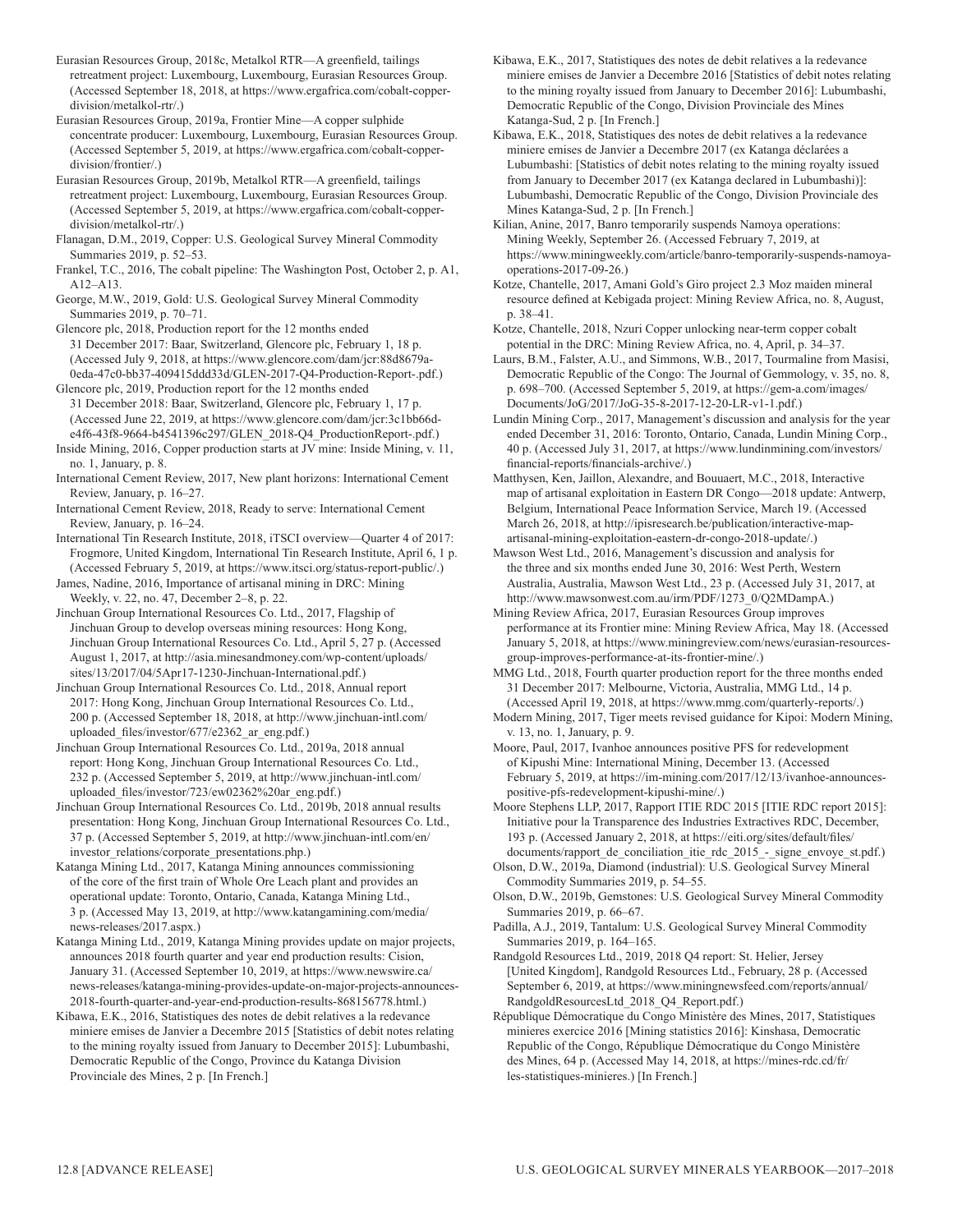Eurasian Resources Group, 2018c, Metalkol RTR—A greenfield, tailings retreatment project: Luxembourg, Luxembourg, Eurasian Resources Group. (Accessed September 18, 2018, at https://www.ergafrica.com/cobalt-copper-division/metalkol-rtr/.)

Eurasian Resources Group, 2019a, Frontier Mine—A copper sulphide concentrate producer: Luxembourg, Luxembourg, Eurasian Resources Group. (Accessed September 5, 2019, at https://www.ergafrica.com/cobalt-copper-division/frontier/.)

Eurasian Resources Group, 2019b, Metalkol RTR—A greenfield, tailings retreatment project: Luxembourg, Luxembourg, Eurasian Resources Group. (Accessed September 5, 2019, at https://www.ergafrica.com/cobalt-copper-division/metalkol-rtr/.)

Flanagan, D.M., 2019, Copper: U.S. Geological Survey Mineral Commodity Summaries 2019, p. 52–53.

Frankel, T.C., 2016, The cobalt pipeline: The Washington Post, October 2, p. A1, A12–A13.

George, M.W., 2019, Gold: U.S. Geological Survey Mineral Commodity Summaries 2019, p. 70–71.

Glencore plc, 2018, Production report for the 12 months ended 31 December 2017: Baar, Switzerland, Glencore plc, February 1, 18 p. (Accessed July 9, 2018, at https://www.glencore.com/dam/jcr:88d8679a-0eda-47c0-bb37-409415ddd33d/GLEN-2017-Q4-Production-Report-.pdf.)

Glencore plc, 2019, Production report for the 12 months ended 31 December 2018: Baar, Switzerland, Glencore plc, February 1, 17 p. (Accessed June 22, 2019, at https://www.glencore.com/dam/jcr:3c1bb66d-e4f6-43f8-9664-b4541396c297/GLEN_2018-Q4_ProductionReport-.pdf.)

Inside Mining, 2016, Copper production starts at JV mine: Inside Mining, v. 11, no. 1, January, p. 8.

International Cement Review, 2017, New plant horizons: International Cement Review, January, p. 16–27.

International Cement Review, 2018, Ready to serve: International Cement Review, January, p. 16–24.

International Tin Research Institute, 2018, iTSCI overview—Quarter 4 of 2017: Frogmore, United Kingdom, International Tin Research Institute, April 6, 1 p. (Accessed February 5, 2019, at https://www.itsci.org/status-report-public/.)

James, Nadine, 2016, Importance of artisanal mining in DRC: Mining Weekly, v. 22, no. 47, December 2–8, p. 22.

Jinchuan Group International Resources Co. Ltd., 2017, Flagship of Jinchuan Group to develop overseas mining resources: Hong Kong, Jinchuan Group International Resources Co. Ltd., April 5, 27 p. (Accessed August 1, 2017, at http://asia.minesandmoney.com/wp-content/uploads/sites/13/2017/04/5Apr17-1230-Jinchuan-International.pdf.)

Jinchuan Group International Resources Co. Ltd., 2018, Annual report 2017: Hong Kong, Jinchuan Group International Resources Co. Ltd., 200 p. (Accessed September 18, 2018, at http://www.jinchuan-intl.com/uploaded_files/investor/677/e2362_ar_eng.pdf.)

Jinchuan Group International Resources Co. Ltd., 2019a, 2018 annual report: Hong Kong, Jinchuan Group International Resources Co. Ltd., 232 p. (Accessed September 5, 2019, at http://www.jinchuan-intl.com/uploaded_files/investor/723/ew02362%20ar_eng.pdf.)

Jinchuan Group International Resources Co. Ltd., 2019b, 2018 annual results presentation: Hong Kong, Jinchuan Group International Resources Co. Ltd., 37 p. (Accessed September 5, 2019, at http://www.jinchuan-intl.com/en/investor_relations/corporate_presentations.php.)

Katanga Mining Ltd., 2017, Katanga Mining announces commissioning of the core of the first train of Whole Ore Leach plant and provides an operational update: Toronto, Ontario, Canada, Katanga Mining Ltd., 3 p. (Accessed May 13, 2019, at http://www.katangamining.com/media/news-releases/2017.aspx.)

Katanga Mining Ltd., 2019, Katanga Mining provides update on major projects, announces 2018 fourth quarter and year end production results: Cision, January 31. (Accessed September 10, 2019, at https://www.newswire.ca/news-releases/katanga-mining-provides-update-on-major-projects-announces-2018-fourth-quarter-and-year-end-production-results-868156778.html.)

Kibawa, E.K., 2016, Statistiques des notes de debit relatives a la redevance miniere emises de Janvier a Decembre 2015 [Statistics of debit notes relating to the mining royalty issued from January to December 2015]: Lubumbashi, Democratic Republic of the Congo, Province du Katanga Division Provinciale des Mines, 2 p. [In French.]

Kibawa, E.K., 2017, Statistiques des notes de debit relatives a la redevance miniere emises de Janvier a Decembre 2016 [Statistics of debit notes relating to the mining royalty issued from January to December 2016]: Lubumbashi, Democratic Republic of the Congo, Division Provinciale des Mines Katanga-Sud, 2 p. [In French.]

Kibawa, E.K., 2018, Statistiques des notes de debit relatives a la redevance miniere emises de Janvier a Decembre 2017 (ex Katanga déclarées a Lubumbashi: [Statistics of debit notes relating to the mining royalty issued from January to December 2017 (ex Katanga declared in Lubumbashi)]: Lubumbashi, Democratic Republic of the Congo, Division Provinciale des Mines Katanga-Sud, 2 p. [In French.]

Kilian, Anine, 2017, Banro temporarily suspends Namoya operations: Mining Weekly, September 26. (Accessed February 7, 2019, at https://www.miningweekly.com/article/banro-temporarily-suspends-namoya-operations-2017-09-26.)

Kotze, Chantelle, 2017, Amani Gold's Giro project 2.3 Moz maiden mineral resource defined at Kebigada project: Mining Review Africa, no. 8, August, p. 38–41.

Kotze, Chantelle, 2018, Nzuri Copper unlocking near-term copper cobalt potential in the DRC: Mining Review Africa, no. 4, April, p. 34–37.

Laurs, B.M., Falster, A.U., and Simmons, W.B., 2017, Tourmaline from Masisi, Democratic Republic of the Congo: The Journal of Gemmology, v. 35, no. 8, p. 698–700. (Accessed September 5, 2019, at https://gem-a.com/images/Documents/JoG/2017/JoG-35-8-2017-12-20-LR-v1-1.pdf.)

Lundin Mining Corp., 2017, Management's discussion and analysis for the year ended December 31, 2016: Toronto, Ontario, Canada, Lundin Mining Corp., 40 p. (Accessed July 31, 2017, at https://www.lundinmining.com/investors/financial-reports/financials-archive/.)

Matthysen, Ken, Jaillon, Alexandre, and Bouuaert, M.C., 2018, Interactive map of artisanal exploitation in Eastern DR Congo—2018 update: Antwerp, Belgium, International Peace Information Service, March 19. (Accessed March 26, 2018, at http://ipisresearch.be/publication/interactive-map-artisanal-mining-exploitation-eastern-dr-congo-2018-update/.)

Mawson West Ltd., 2016, Management's discussion and analysis for the three and six months ended June 30, 2016: West Perth, Western Australia, Australia, Mawson West Ltd., 23 p. (Accessed July 31, 2017, at http://www.mawsonwest.com.au/irm/PDF/1273_0/Q2MDampA.)

Mining Review Africa, 2017, Eurasian Resources Group improves performance at its Frontier mine: Mining Review Africa, May 18. (Accessed January 5, 2018, at https://www.miningreview.com/news/eurasian-resources-group-improves-performance-at-its-frontier-mine/.)

MMG Ltd., 2018, Fourth quarter production report for the three months ended 31 December 2017: Melbourne, Victoria, Australia, MMG Ltd., 14 p. (Accessed April 19, 2018, at https://www.mmg.com/quarterly-reports/.)

Modern Mining, 2017, Tiger meets revised guidance for Kipoi: Modern Mining, v. 13, no. 1, January, p. 9.

Moore, Paul, 2017, Ivanhoe announces positive PFS for redevelopment of Kipushi Mine: International Mining, December 13. (Accessed February 5, 2019, at https://im-mining.com/2017/12/13/ivanhoe-announces-positive-pfs-redevelopment-kipushi-mine/.)

Moore Stephens LLP, 2017, Rapport ITIE RDC 2015 [ITIE RDC report 2015]: Initiative pour la Transparence des Industries Extractives RDC, December, 193 p. (Accessed January 2, 2018, at https://eiti.org/sites/default/files/documents/rapport_de_conciliation_itie_rdc_2015_-_signe_envoye_st.pdf.)

Olson, D.W., 2019a, Diamond (industrial): U.S. Geological Survey Mineral Commodity Summaries 2019, p. 54–55.

Olson, D.W., 2019b, Gemstones: U.S. Geological Survey Mineral Commodity Summaries 2019, p. 66–67.

Padilla, A.J., 2019, Tantalum: U.S. Geological Survey Mineral Commodity Summaries 2019, p. 164–165.

Randgold Resources Ltd., 2019, 2018 Q4 report: St. Helier, Jersey [United Kingdom], Randgold Resources Ltd., February, 28 p. (Accessed September 6, 2019, at https://www.miningnewsfeed.com/reports/annual/RandgoldResourcesLtd_2018_Q4_Report.pdf.)

République Démocratique du Congo Ministère des Mines, 2017, Statistiques minieres exercice 2016 [Mining statistics 2016]: Kinshasa, Democratic Republic of the Congo, République Démocratique du Congo Ministère des Mines, 64 p. (Accessed May 14, 2018, at https://mines-rdc.cd/fr/les-statistiques-minieres.) [In French.]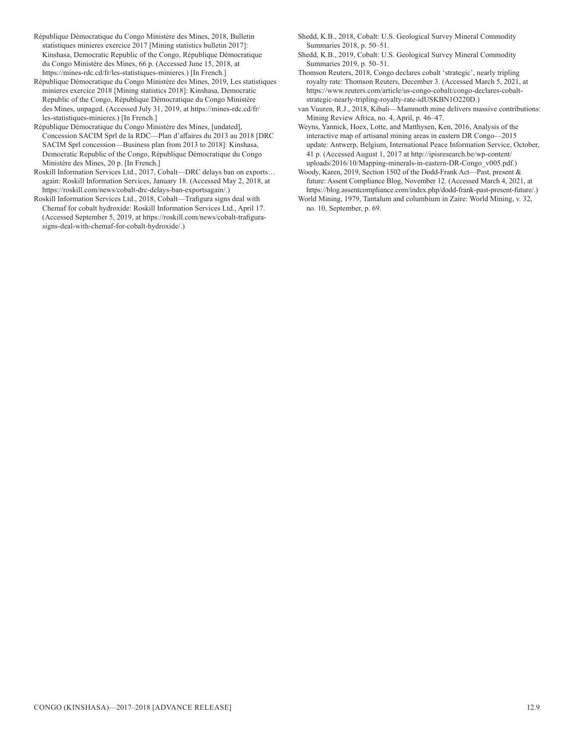République Démocratique du Congo Ministère des Mines, 2018, Bulletin statistiques minieres exercice 2017 [Mining statistics bulletin 2017]: Kinshasa, Democratic Republic of the Congo, République Démocratique du Congo Ministère des Mines, 66 p. (Accessed June 15, 2018, at https://mines-rdc.cd/fr/les-statistiques-minieres.) [In French.]

République Démocratique du Congo Ministère des Mines, 2019, Les statistiques minieres exercice 2018 [Mining statistics 2018]: Kinshasa, Democratic Republic of the Congo, République Démocratique du Congo Ministère des Mines, unpaged. (Accessed July 31, 2019, at https://mines-rdc.cd/fr/les-statistiques-minieres.) [In French.]

République Démocratique du Congo Ministère des Mines, [undated], Concession SACIM Sprl de la RDC—Plan d'affaires du 2013 au 2018 [DRC SACIM Sprl concession—Business plan from 2013 to 2018]: Kinshasa, Democratic Republic of the Congo, République Démocratique du Congo Ministère des Mines, 20 p. [In French.]

Roskill Information Services Ltd., 2017, Cobalt—DRC delays ban on exports… again: Roskill Information Services, January 18. (Accessed May 2, 2018, at https://roskill.com/news/cobalt-drc-delays-ban-exportsagain/.)

Roskill Information Services Ltd., 2018, Cobalt—Trafigura signs deal with Chemaf for cobalt hydroxide: Roskill Information Services Ltd., April 17. (Accessed September 5, 2019, at https://roskill.com/news/cobalt-trafigura-signs-deal-with-chemaf-for-cobalt-hydroxide/.)

Shedd, K.B., 2018, Cobalt: U.S. Geological Survey Mineral Commodity Summaries 2018, p. 50–51.

Shedd, K.B., 2019, Cobalt: U.S. Geological Survey Mineral Commodity Summaries 2019, p. 50–51.

Thomson Reuters, 2018, Congo declares cobalt 'strategic', nearly tripling royalty rate: Thomson Reuters, December 3. (Accessed March 5, 2021, at https://www.reuters.com/article/us-congo-cobalt/congo-declares-cobalt-strategic-nearly-tripling-royalty-rate-idUSKBN1O220D.)

van Vuuren, R.J., 2018, Kibali—Mammoth mine delivers massive contributions: Mining Review Africa, no. 4, April, p. 46–47.

Weyns, Yannick, Hoex, Lotte, and Matthysen, Ken, 2016, Analysis of the interactive map of artisanal mining areas in eastern DR Congo—2015 update: Antwerp, Belgium, International Peace Information Service, October, 41 p. (Accessed August 1, 2017 at http://ipisresearch.be/wp-content/uploads/2016/10/Mapping-minerals-in-eastern-DR-Congo_v005.pdf.)

Woody, Karen, 2019, Section 1502 of the Dodd-Frank Act—Past, present & future: Assent Compliance Blog, November 12. (Accessed March 4, 2021, at https://blog.assentcompliance.com/index.php/dodd-frank-past-present-future/.)

World Mining, 1979, Tantalum and columbium in Zaire: World Mining, v. 32, no. 10, September, p. 69.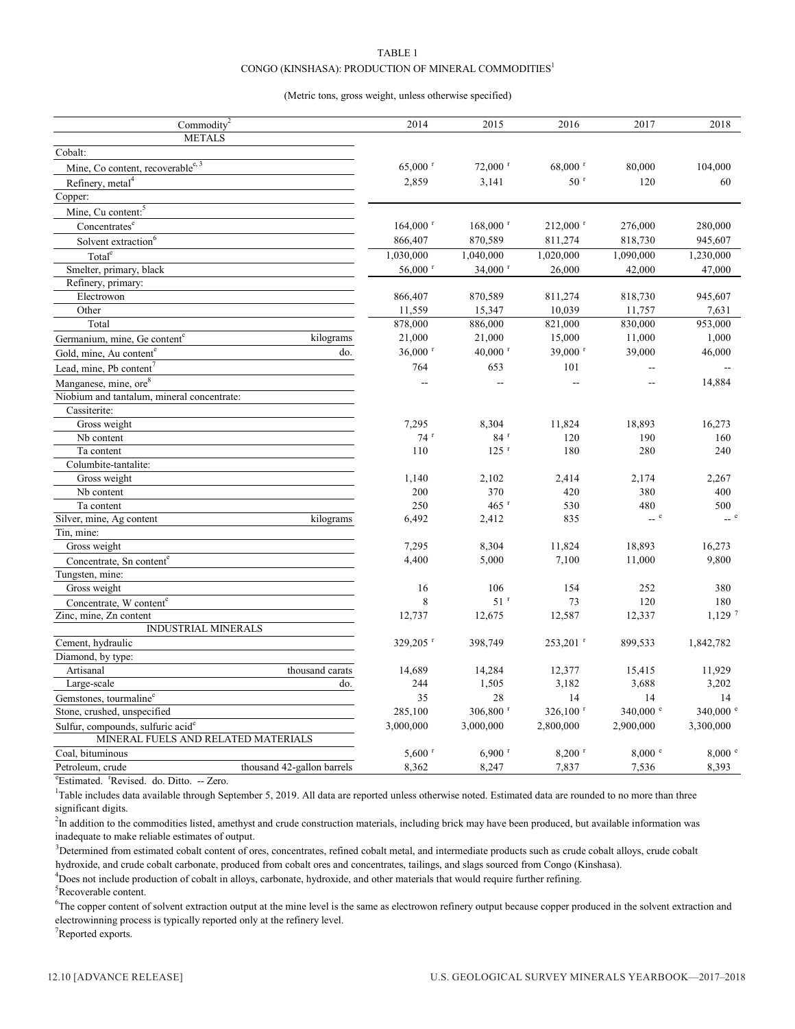TABLE 1

CONGO (KINSHASA): PRODUCTION OF MINERAL COMMODITIES[1]

(Metric tons, gross weight, unless otherwise specified)

| Commodity[2] | | 2014 | 2015 | 2016 | 2017 | 2018 |
|---|---|---|---|---|---|---|
| METALS | | | | | | |
| Cobalt: | | | | | | |
| Mine, Co content, recoverable[e, 3] | | 65,000 [r] | 72,000 [r] | 68,000 [r] | 80,000 | 104,000 |
| Refinery, metal[4] | | 2,859 | 3,141 | 50 [r] | 120 | 60 |
| Copper: | | | | | | |
| Mine, Cu content:[5] | | | | | | |
| Concentrates[e] | | 164,000 [r] | 168,000 [r] | 212,000 [r] | 276,000 | 280,000 |
| Solvent extraction[6] | | 866,407 | 870,589 | 811,274 | 818,730 | 945,607 |
| Total[e] | | 1,030,000 | 1,040,000 | 1,020,000 | 1,090,000 | 1,230,000 |
| Smelter, primary, black | | 56,000 [r] | 34,000 [r] | 26,000 | 42,000 | 47,000 |
| Refinery, primary: | | | | | | |
| Electrowon | | 866,407 | 870,589 | 811,274 | 818,730 | 945,607 |
| Other | | 11,559 | 15,347 | 10,039 | 11,757 | 7,631 |
| Total | | 878,000 | 886,000 | 821,000 | 830,000 | 953,000 |
| Germanium, mine, Ge content[e] | kilograms | 21,000 | 21,000 | 15,000 | 11,000 | 1,000 |
| Gold, mine, Au content[e] | do. | 36,000 [r] | 40,000 [r] | 39,000 [r] | 39,000 | 46,000 |
| Lead, mine, Pb content[7] | | 764 | 653 | 101 | -- | -- |
| Manganese, mine, ore[8] | | -- | -- | -- | -- | 14,884 |
| Niobium and tantalum, mineral concentrate: | | | | | | |
| Cassiterite: | | | | | | |
| Gross weight | | 7,295 | 8,304 | 11,824 | 18,893 | 16,273 |
| Nb content | | 74 [r] | 84 [r] | 120 | 190 | 160 |
| Ta content | | 110 | 125 [r] | 180 | 280 | 240 |
| Columbite-tantalite: | | | | | | |
| Gross weight | | 1,140 | 2,102 | 2,414 | 2,174 | 2,267 |
| Nb content | | 200 | 370 | 420 | 380 | 400 |
| Ta content | | 250 | 465 [r] | 530 | 480 | 500 |
| Silver, mine, Ag content | kilograms | 6,492 | 2,412 | 835 | -- [e] | -- [e] |
| Tin, mine: | | | | | | |
| Gross weight | | 7,295 | 8,304 | 11,824 | 18,893 | 16,273 |
| Concentrate, Sn content[e] | | 4,400 | 5,000 | 7,100 | 11,000 | 9,800 |
| Tungsten, mine: | | | | | | |
| Gross weight | | 16 | 106 | 154 | 252 | 380 |
| Concentrate, W content[e] | | 8 | 51 [r] | 73 | 120 | 180 |
| Zinc, mine, Zn content | | 12,737 | 12,675 | 12,587 | 12,337 | 1,129 [7] |
| INDUSTRIAL MINERALS | | | | | | |
| Cement, hydraulic | | 329,205 [r] | 398,749 | 253,201 [r] | 899,533 | 1,842,782 |
| Diamond, by type: | | | | | | |
| Artisanal | thousand carats | 14,689 | 14,284 | 12,377 | 15,415 | 11,929 |
| Large-scale | do. | 244 | 1,505 | 3,182 | 3,688 | 3,202 |
| Gemstones, tourmaline[e] | | 35 | 28 | 14 | 14 | 14 |
| Stone, crushed, unspecified | | 285,100 | 306,800 [r] | 326,100 [r] | 340,000 [e] | 340,000 [e] |
| Sulfur, compounds, sulfuric acid[e] | | 3,000,000 | 3,000,000 | 2,800,000 | 2,900,000 | 3,300,000 |
| MINERAL FUELS AND RELATED MATERIALS | | | | | | |
| Coal, bituminous | | 5,600 [r] | 6,900 [r] | 8,200 [r] | 8,000 [e] | 8,000 [e] |
| Petroleum, crude | thousand 42-gallon barrels | 8,362 | 8,247 | 7,837 | 7,536 | 8,393 |

[e]Estimated. [r]Revised. do. Ditto. -- Zero.

[1]Table includes data available through September 5, 2019. All data are reported unless otherwise noted. Estimated data are rounded to no more than three significant digits.

[2]In addition to the commodities listed, amethyst and crude construction materials, including brick may have been produced, but available information was inadequate to make reliable estimates of output.

[3]Determined from estimated cobalt content of ores, concentrates, refined cobalt metal, and intermediate products such as crude cobalt alloys, crude cobalt hydroxide, and crude cobalt carbonate, produced from cobalt ores and concentrates, tailings, and slags sourced from Congo (Kinshasa).

[4]Does not include production of cobalt in alloys, carbonate, hydroxide, and other materials that would require further refining.

[5]Recoverable content.

[6]The copper content of solvent extraction output at the mine level is the same as electrowon refinery output because copper produced in the solvent extraction and electrowinning process is typically reported only at the refinery level.

[7]Reported exports.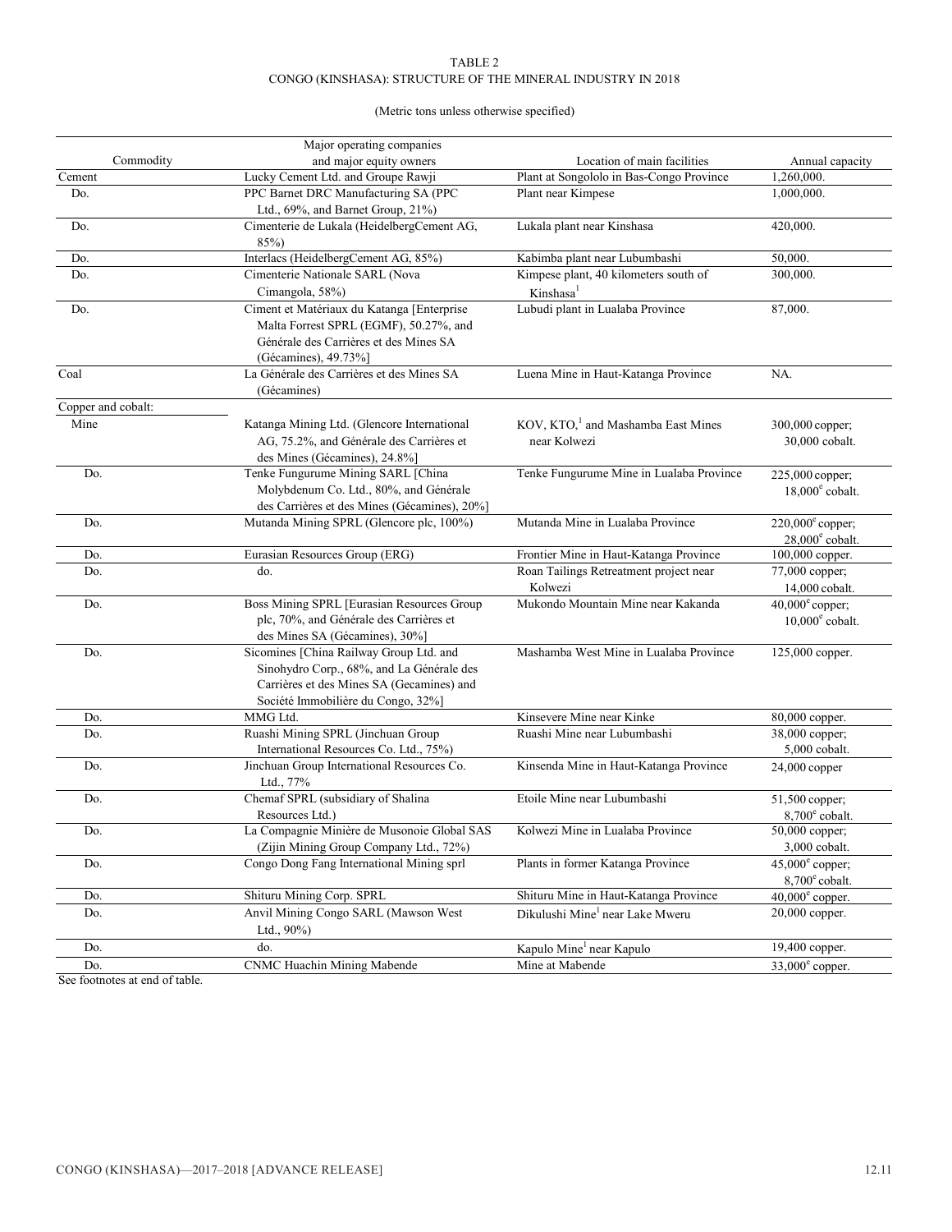TABLE 2
CONGO (KINSHASA): STRUCTURE OF THE MINERAL INDUSTRY IN 2018

(Metric tons unless otherwise specified)

| Commodity | Major operating companies and major equity owners | Location of main facilities | Annual capacity |
|---|---|---|---|
| Cement | Lucky Cement Ltd. and Groupe Rawji | Plant at Songololo in Bas-Congo Province | 1,260,000. |
| Do. | PPC Barnet DRC Manufacturing SA (PPC Ltd., 69%, and Barnet Group, 21%) | Plant near Kimpese | 1,000,000. |
| Do. | Cimenterie de Lukala (HeidelbergCement AG, 85%) | Lukala plant near Kinshasa | 420,000. |
| Do. | Interlacs (HeidelbergCement AG, 85%) | Kabimba plant near Lubumbashi | 50,000. |
| Do. | Cimenterie Nationale SARL (Nova Cimangola, 58%) | Kimpese plant, 40 kilometers south of Kinshasa[1] | 300,000. |
| Do. | Ciment et Matériaux du Katanga [Enterprise Malta Forrest SPRL (EGMF), 50.27%, and Générale des Carrières et des Mines SA (Gécamines), 49.73%] | Lubudi plant in Lualaba Province | 87,000. |
| Coal | La Générale des Carrières et des Mines SA (Gécamines) | Luena Mine in Haut-Katanga Province | NA. |
| Copper and cobalt: | | | |
| Mine | Katanga Mining Ltd. (Glencore International AG, 75.2%, and Générale des Carrières et des Mines (Gécamines), 24.8%] | KOV, KTO,[1] and Mashamba East Mines near Kolwezi | 300,000 copper; 30,000 cobalt. |
| Do. | Tenke Fungurume Mining SARL [China Molybdenum Co. Ltd., 80%, and Générale des Carrières et des Mines (Gécamines), 20%] | Tenke Fungurume Mine in Lualaba Province | 225,000 copper; 18,000[e] cobalt. |
| Do. | Mutanda Mining SPRL (Glencore plc, 100%) | Mutanda Mine in Lualaba Province | 220,000[e] copper; 28,000[e] cobalt. |
| Do. | Eurasian Resources Group (ERG) | Frontier Mine in Haut-Katanga Province | 100,000 copper. |
| Do. | do. | Roan Tailings Retreatment project near Kolwezi | 77,000 copper; 14,000 cobalt. |
| Do. | Boss Mining SPRL [Eurasian Resources Group plc, 70%, and Générale des Carrières et des Mines SA (Gécamines), 30%] | Mukondo Mountain Mine near Kakanda | 40,000[e] copper; 10,000[e] cobalt. |
| Do. | Sicomines [China Railway Group Ltd. and Sinohydro Corp., 68%, and La Générale des Carrières et des Mines SA (Gecamines) and Société Immobilière du Congo, 32%] | Mashamba West Mine in Lualaba Province | 125,000 copper. |
| Do. | MMG Ltd. | Kinsevere Mine near Kinke | 80,000 copper. |
| Do. | Ruashi Mining SPRL (Jinchuan Group International Resources Co. Ltd., 75%) | Ruashi Mine near Lubumbashi | 38,000 copper; 5,000 cobalt. |
| Do. | Jinchuan Group International Resources Co. Ltd., 77% | Kinsenda Mine in Haut-Katanga Province | 24,000 copper |
| Do. | Chemaf SPRL (subsidiary of Shalina Resources Ltd.) | Etoile Mine near Lubumbashi | 51,500 copper; 8,700[e] cobalt. |
| Do. | La Compagnie Minière de Musonoie Global SAS (Zijin Mining Group Company Ltd., 72%) | Kolwezi Mine in Lualaba Province | 50,000 copper; 3,000 cobalt. |
| Do. | Congo Dong Fang International Mining sprl | Plants in former Katanga Province | 45,000[e] copper; 8,700[e] cobalt. |
| Do. | Shituru Mining Corp. SPRL | Shituru Mine in Haut-Katanga Province | 40,000[e] copper. |
| Do. | Anvil Mining Congo SARL (Mawson West Ltd., 90%) | Dikulushi Mine[1] near Lake Mweru | 20,000 copper. |
| Do. | do. | Kapulo Mine[1] near Kapulo | 19,400 copper. |
| Do. | CNMC Huachin Mining Mabende | Mine at Mabende | 33,000[e] copper. |

See footnotes at end of table.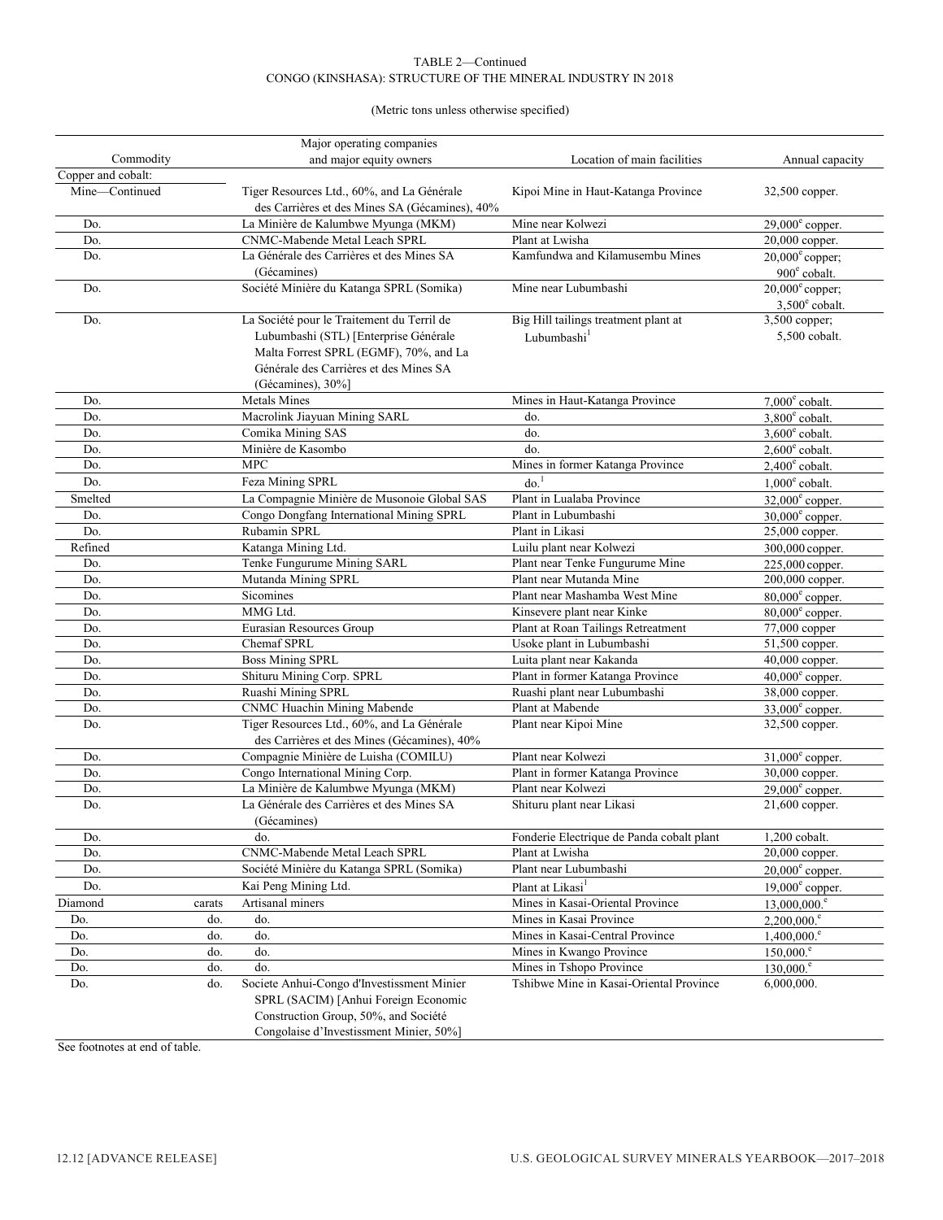TABLE 2—Continued
CONGO (KINSHASA): STRUCTURE OF THE MINERAL INDUSTRY IN 2018

(Metric tons unless otherwise specified)

| Commodity | | Major operating companies and major equity owners | Location of main facilities | Annual capacity |
|---|---|---|---|---|
| Copper and cobalt: | | | | |
| Mine—Continued | | Tiger Resources Ltd., 60%, and La Générale des Carrières et des Mines SA (Gécamines), 40% | Kipoi Mine in Haut-Katanga Province | 32,500 copper. |
| Do. | | La Minière de Kalumbwe Myunga (MKM) | Mine near Kolwezi | 29,000[e] copper. |
| Do. | | CNMC-Mabende Metal Leach SPRL | Plant at Lwisha | 20,000 copper. |
| Do. | | La Générale des Carrières et des Mines SA (Gécamines) | Kamfundwa and Kilamusembu Mines | 20,000[e] copper; 900[e] cobalt. |
| Do. | | Société Minière du Katanga SPRL (Somika) | Mine near Lubumbashi | 20,000[e] copper; 3,500[e] cobalt. |
| Do. | | La Société pour le Traitement du Terril de Lubumbashi (STL) [Enterprise Générale Malta Forrest SPRL (EGMF), 70%, and La Générale des Carrières et des Mines SA (Gécamines), 30%] | Big Hill tailings treatment plant at Lubumbashi[1] | 3,500 copper; 5,500 cobalt. |
| Do. | | Metals Mines | Mines in Haut-Katanga Province | 7,000[e] cobalt. |
| Do. | | Macrolink Jiayuan Mining SARL | do. | 3,800[e] cobalt. |
| Do. | | Comika Mining SAS | do. | 3,600[e] cobalt. |
| Do. | | Minière de Kasombo | do. | 2,600[e] cobalt. |
| Do. | | MPC | Mines in former Katanga Province | 2,400[e] cobalt. |
| Do. | | Feza Mining SPRL | do.[1] | 1,000[e] cobalt. |
| Smelted | | La Compagnie Minière de Musonoie Global SAS | Plant in Lualaba Province | 32,000[e] copper. |
| Do. | | Congo Dongfang International Mining SPRL | Plant in Lubumbashi | 30,000[e] copper. |
| Do. | | Rubamin SPRL | Plant in Likasi | 25,000 copper. |
| Refined | | Katanga Mining Ltd. | Luilu plant near Kolwezi | 300,000 copper. |
| Do. | | Tenke Fungurume Mining SARL | Plant near Tenke Fungurume Mine | 225,000 copper. |
| Do. | | Mutanda Mining SPRL | Plant near Mutanda Mine | 200,000 copper. |
| Do. | | Sicomines | Plant near Mashamba West Mine | 80,000[e] copper. |
| Do. | | MMG Ltd. | Kinsevere plant near Kinke | 80,000[e] copper. |
| Do. | | Eurasian Resources Group | Plant at Roan Tailings Retreatment | 77,000 copper |
| Do. | | Chemaf SPRL | Usoke plant in Lubumbashi | 51,500 copper. |
| Do. | | Boss Mining SPRL | Luita plant near Kakanda | 40,000 copper. |
| Do. | | Shituru Mining Corp. SPRL | Plant in former Katanga Province | 40,000[e] copper. |
| Do. | | Ruashi Mining SPRL | Ruashi plant near Lubumbashi | 38,000 copper. |
| Do. | | CNMC Huachin Mining Mabende | Plant at Mabende | 33,000[e] copper. |
| Do. | | Tiger Resources Ltd., 60%, and La Générale des Carrières et des Mines (Gécamines), 40% | Plant near Kipoi Mine | 32,500 copper. |
| Do. | | Compagnie Minière de Luisha (COMILU) | Plant near Kolwezi | 31,000[e] copper. |
| Do. | | Congo International Mining Corp. | Plant in former Katanga Province | 30,000 copper. |
| Do. | | La Minière de Kalumbwe Myunga (MKM) | Plant near Kolwezi | 29,000[e] copper. |
| Do. | | La Générale des Carrières et des Mines SA (Gécamines) | Shituru plant near Likasi | 21,600 copper. |
| Do. | | do. | Fonderie Electrique de Panda cobalt plant | 1,200 cobalt. |
| Do. | | CNMC-Mabende Metal Leach SPRL | Plant at Lwisha | 20,000 copper. |
| Do. | | Société Minière du Katanga SPRL (Somika) | Plant near Lubumbashi | 20,000[e] copper. |
| Do. | | Kai Peng Mining Ltd. | Plant at Likasi[1] | 19,000[e] copper. |
| Diamond | carats | Artisanal miners | Mines in Kasai-Oriental Province | 13,000,000.[e] |
| Do. | do. | do. | Mines in Kasai Province | 2,200,000.[e] |
| Do. | do. | do. | Mines in Kasai-Central Province | 1,400,000.[e] |
| Do. | do. | do. | Mines in Kwango Province | 150,000.[e] |
| Do. | do. | do. | Mines in Tshopo Province | 130,000.[e] |
| Do. | do. | Societe Anhui-Congo d'Investissment Minier SPRL (SACIM) [Anhui Foreign Economic Construction Group, 50%, and Société Congolaise d'Investissment Minier, 50%] | Tshibwe Mine in Kasai-Oriental Province | 6,000,000. |

See footnotes at end of table.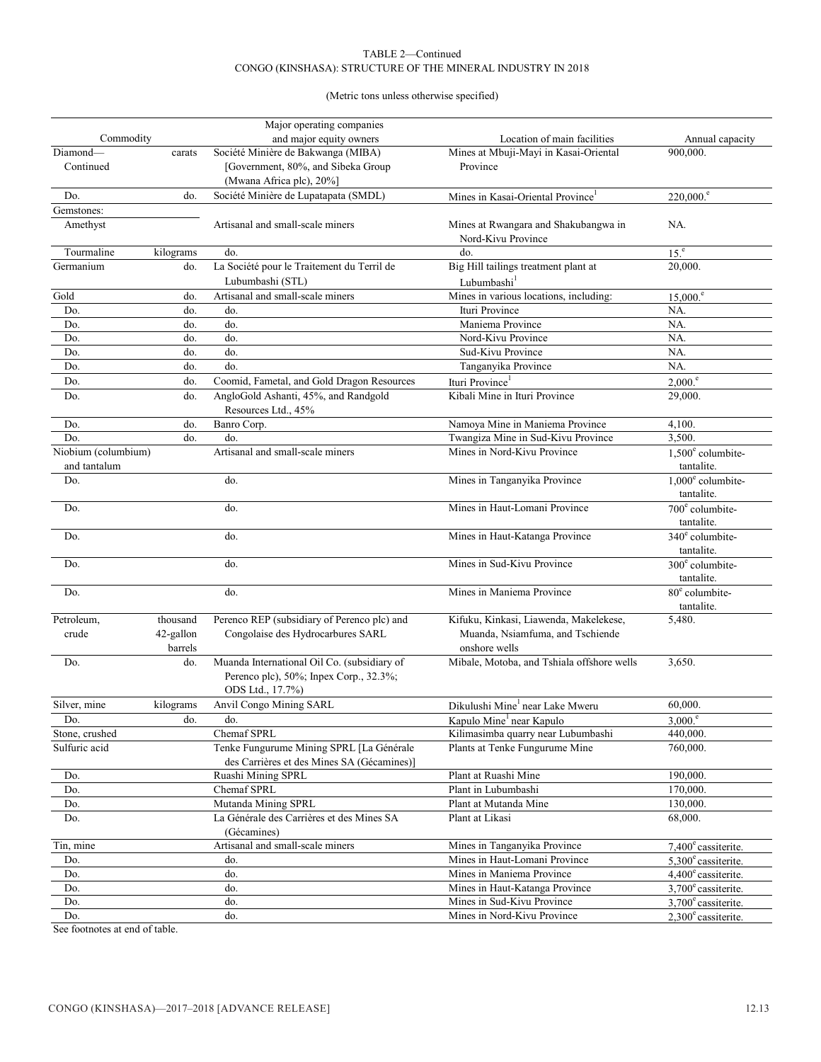TABLE 2—Continued
CONGO (KINSHASA): STRUCTURE OF THE MINERAL INDUSTRY IN 2018

(Metric tons unless otherwise specified)

| Commodity | | Major operating companies and major equity owners | Location of main facilities | Annual capacity |
|---|---|---|---|---|
| Diamond—Continued | carats | Société Minière de Bakwanga (MIBA) [Government, 80%, and Sibeka Group (Mwana Africa plc), 20%] | Mines at Mbuji-Mayi in Kasai-Oriental Province | 900,000. |
| Do. | do. | Société Minière de Lupatapata (SMDL) | Mines in Kasai-Oriental Province[1] | 220,000.[e] |
| Gemstones: | | | | |
| Amethyst | | Artisanal and small-scale miners | Mines at Rwangara and Shakubangwa in Nord-Kivu Province | NA. |
| Tourmaline | kilograms | do. | do. | 15.[e] |
| Germanium | do. | La Société pour le Traitement du Terril de Lubumbashi (STL) | Big Hill tailings treatment plant at Lubumbashi[1] | 20,000. |
| Gold | do. | Artisanal and small-scale miners | Mines in various locations, including: | 15,000.[e] |
| Do. | do. | do. | Ituri Province | NA. |
| Do. | do. | do. | Maniema Province | NA. |
| Do. | do. | do. | Nord-Kivu Province | NA. |
| Do. | do. | do. | Sud-Kivu Province | NA. |
| Do. | do. | do. | Tanganyika Province | NA. |
| Do. | do. | Coomid, Fametal, and Gold Dragon Resources | Ituri Province[1] | 2,000.[e] |
| Do. | do. | AngloGold Ashanti, 45%, and Randgold Resources Ltd., 45% | Kibali Mine in Ituri Province | 29,000. |
| Do. | do. | Banro Corp. | Namoya Mine in Maniema Province | 4,100. |
| Do. | do. | do. | Twangiza Mine in Sud-Kivu Province | 3,500. |
| Niobium (columbium) and tantalum | | Artisanal and small-scale miners | Mines in Nord-Kivu Province | 1,500[e] columbite-tantalite. |
| Do. | | do. | Mines in Tanganyika Province | 1,000[e] columbite-tantalite. |
| Do. | | do. | Mines in Haut-Lomani Province | 700[e] columbite-tantalite. |
| Do. | | do. | Mines in Haut-Katanga Province | 340[e] columbite-tantalite. |
| Do. | | do. | Mines in Sud-Kivu Province | 300[e] columbite-tantalite. |
| Do. | | do. | Mines in Maniema Province | 80[e] columbite-tantalite. |
| Petroleum, crude | thousand 42-gallon barrels | Perenco REP (subsidiary of Perenco plc) and Congolaise des Hydrocarbures SARL | Kifuku, Kinkasi, Liawenda, Makelekese, Muanda, Nsiamfuma, and Tschiende onshore wells | 5,480. |
| Do. | do. | Muanda International Oil Co. (subsidiary of Perenco plc), 50%; Inpex Corp., 32.3%; ODS Ltd., 17.7%) | Mibale, Motoba, and Tshiala offshore wells | 3,650. |
| Silver, mine | kilograms | Anvil Congo Mining SARL | Dikulushi Mine[1] near Lake Mweru | 60,000. |
| Do. | do. | do. | Kapulo Mine[1] near Kapulo | 3,000.[e] |
| Stone, crushed | | Chemaf SPRL | Kilimasimba quarry near Lubumbashi | 440,000. |
| Sulfuric acid | | Tenke Fungurume Mining SPRL [La Générale des Carrières et des Mines SA (Gécamines)] | Plants at Tenke Fungurume Mine | 760,000. |
| Do. | | Ruashi Mining SPRL | Plant at Ruashi Mine | 190,000. |
| Do. | | Chemaf SPRL | Plant in Lubumbashi | 170,000. |
| Do. | | Mutanda Mining SPRL | Plant at Mutanda Mine | 130,000. |
| Do. | | La Générale des Carrières et des Mines SA (Gécamines) | Plant at Likasi | 68,000. |
| Tin, mine | | Artisanal and small-scale miners | Mines in Tanganyika Province | 7,400[e] cassiterite. |
| Do. | | do. | Mines in Haut-Lomani Province | 5,300[e] cassiterite. |
| Do. | | do. | Mines in Maniema Province | 4,400[e] cassiterite. |
| Do. | | do. | Mines in Haut-Katanga Province | 3,700[e] cassiterite. |
| Do. | | do. | Mines in Sud-Kivu Province | 3,700[e] cassiterite. |
| Do. | | do. | Mines in Nord-Kivu Province | 2,300[e] cassiterite. |

See footnotes at end of table.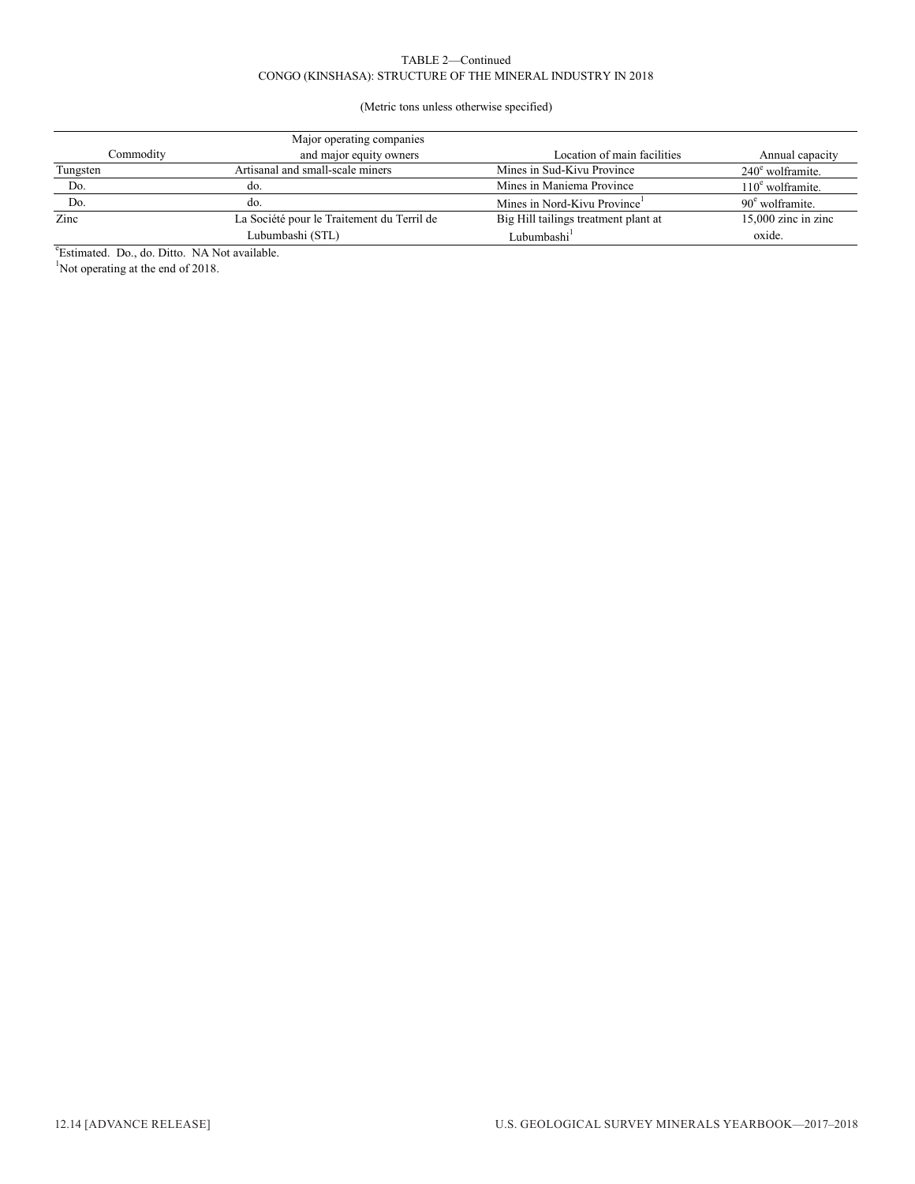TABLE 2—Continued

CONGO (KINSHASA): STRUCTURE OF THE MINERAL INDUSTRY IN 2018

(Metric tons unless otherwise specified)

| Commodity | Major operating companies and major equity owners | Location of main facilities | Annual capacity |
|---|---|---|---|
| Tungsten | Artisanal and small-scale miners | Mines in Sud-Kivu Province | 240[e] wolframite. |
| Do. | do. | Mines in Maniema Province | 110[e] wolframite. |
| Do. | do. | Mines in Nord-Kivu Province[1] | 90[e] wolframite. |
| Zinc | La Société pour le Traitement du Terril de Lubumbashi (STL) | Big Hill tailings treatment plant at Lubumbashi[1] | 15,000 zinc in zinc oxide. |

[e]Estimated. Do., do. Ditto. NA Not available.

[1]Not operating at the end of 2018.